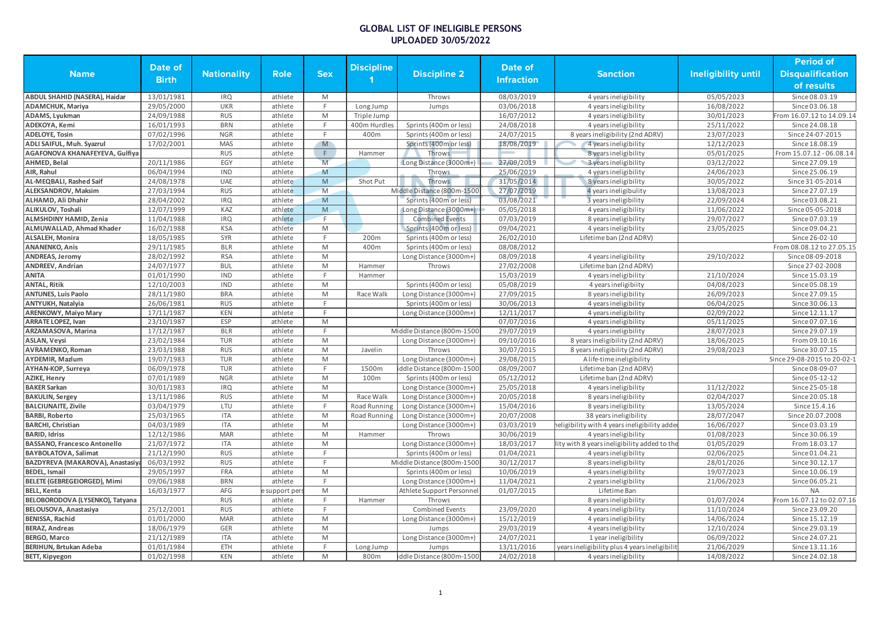# GLOBAL LIST OF INELIGIBLE PERSONS
## UPLOADED 30/05/2022

| Name | Date of Birth | Nationality | Role | Sex | Discipline 1 | Discipline 2 | Date of Infraction | Sanction | Ineligibility until | Period of Disqualification of results |
|---|---|---|---|---|---|---|---|---|---|---|
| ABDUL SHAHID (NASERA), Haidar | 13/01/1981 | IRQ | athlete | M | | Throws | 08/03/2019 | 4 years ineligibility | 05/05/2023 | Since 08.03.19 |
| ADAMCHUK, Mariya | 29/05/2000 | UKR | athlete | F | Long Jump | Jumps | 03/06/2018 | 4 years ineligibility | 16/08/2022 | Since 03.06.18 |
| ADAMS, Lyukman | 24/09/1988 | RUS | athlete | M | Triple Jump | | 16/07/2012 | 4 years ineligibility | 30/01/2023 | From 16.07.12 to 14.09.14 |
| ADEKOYA, Kemi | 16/01/1993 | BRN | athlete | F | 400m Hurdles | Sprints (400m or less) | 24/08/2018 | 4 years ineligibility | 25/11/2022 | Since 24.08.18 |
| ADELOYE, Tosin | 07/02/1996 | NGR | athlete | F | 400m | Sprints (400m or less) | 24/07/2015 | 8 years ineligibility (2nd ADRV) | 23/07/2023 | Since 24-07-2015 |
| ADLI SAIFUL, Muh. Syazrul | 17/02/2001 | MAS | athlete | M | | Sprints (400m or less) | 18/08/2019 | 4 years ineligibility | 12/12/2023 | Since 18.08.19 |
| AGAFONOVA KHANAFEYEVA, Gulfiya | | RUS | athlete | F | Hammer | Throws | | 8 years ineligibility | 05/01/2025 | From 15.07.12 - 06.08.14 |
| AHMED, Belal | 20/11/1986 | EGY | athlete | M | | Long Distance (3000m+) | 27/09/2019 | 3 years ineligibility | 03/12/2022 | Since 27.09.19 |
| AIR, Rahul | 06/04/1994 | IND | athlete | M | | Throws | 25/06/2019 | 4 years ineligibility | 24/06/2023 | Since 25.06.19 |
| AL-MEQBALI, Rashed Saif | 24/08/1978 | UAE | athlete | M | Shot Put | Throws | 31/05/2014 | 8 years ineligibility | 30/05/2022 | Since 31-05-2014 |
| ALEKSANDROV, Maksim | 27/03/1994 | RUS | athlete | M | | Middle Distance (800m-1500 | 27/07/2019 | 4 years ineligibility | 13/08/2023 | Since 27.07.19 |
| ALHAMD, Ali Dhahir | 28/04/2002 | IRQ | athlete | M | | Sprints (400m or less) | 03/08/2021 | 3 years ineligibility | 22/09/2024 | Since 03.08.21 |
| ALIKULOV, Toshali | 12/07/1999 | KAZ | athlete | M | | Long Distance (3000m+) | 05/05/2018 | 4 years ineligibility | 11/06/2022 | Since 05-05-2018 |
| ALMSHDINY HAMID, Zenia | 11/04/1988 | IRQ | athlete | F | | Combined Events | 07/03/2019 | 8 years ineligibility | 29/07/2027 | Since 07.03.19 |
| ALMUWALLAD, Ahmad Khader | 16/02/1988 | KSA | athlete | M | | Sprints (400m or less) | 09/04/2021 | 4 years ineligibility | 23/05/2025 | Since 09.04.21 |
| ALSALEH, Monira | 18/05/1985 | SYR | athlete | F | 200m | Sprints (400m or less) | 26/02/2010 | Lifetime ban (2nd ADRV) | | Since 26-02-10 |
| ANANENKO, Anis | 29/11/1985 | BLR | athlete | M | 400m | Sprints (400m or less) | 08/08/2012 | | | From 08.08.12 to 27.05.15 |
| ANDREAS, Jeromy | 28/02/1992 | RSA | athlete | M | | Long Distance (3000m+) | 08/09/2018 | 4 years ineligibility | 29/10/2022 | Since 08-09-2018 |
| ANDREEV, Andrian | 24/07/1977 | BUL | athlete | M | Hammer | Throws | 27/02/2008 | Lifetime ban (2nd ADRV) | | Since 27-02-2008 |
| ANITA | 01/01/1990 | IND | athlete | F | Hammer | | 15/03/2019 | 4 years ineligibility | 21/10/2024 | Since 15.03.19 |
| ANTAL, Ritik | 12/10/2003 | IND | athlete | M | | Sprints (400m or less) | 05/08/2019 | 4 years ineligibiity | 04/08/2023 | Since 05.08.19 |
| ANTUNES, Luis Paolo | 28/11/1980 | BRA | athlete | M | Race Walk | Long Distance (3000m+) | 27/09/2015 | 8 years ineligibility | 26/09/2023 | Since 27.09.15 |
| ANTYUKH, Natalyia | 26/06/1981 | RUS | athlete | F | | Sprints (400m or less) | 30/06/2013 | 4 years ineligibility | 06/04/2025 | Since 30.06.13 |
| ARENKOWY, Maiyo Mary | 17/11/1987 | KEN | athlete | F | | Long Distance (3000m+) | 12/11/2017 | 4 years ineligibility | 02/09/2022 | Since 12.11.17 |
| ARRATE LOPEZ, Ivan | 23/10/1987 | ESP | athlete | M | | | 07/07/2016 | 4 years ineligibility | 05/11/2025 | Since 07.07.16 |
| ARZAMASOVA, Marina | 17/12/1987 | BLR | athlete | F | | Middle Distance (800m-1500 | 29/07/2019 | 4 years ineligibility | 28/07/2023 | Since 29.07.19 |
| ASLAN, Veysi | 23/02/1984 | TUR | athlete | M | | Long Distance (3000m+) | 09/10/2016 | 8 years ineligibility (2nd ADRV) | 18/06/2025 | From 09.10.16 |
| AVRAMENKO, Roman | 23/03/1988 | RUS | athlete | M | Javelin | Throws | 30/07/2015 | 8 years ineligibility (2nd ADRV) | 29/08/2023 | Since 30.07.15 |
| AYDEMIR, Mazlum | 19/07/1983 | TUR | athlete | M | | Long Distance (3000m+) | 29/08/2015 | A life-time ineligibility | | Since 29-08-2015 to 20-02-1 |
| AYHAN-KOP, Surreya | 06/09/1978 | TUR | athlete | F | 1500m | iddle Distance (800m-1500 | 08/09/2007 | Lifetime ban (2nd ADRV) | | Since 08-09-07 |
| AZIKE, Henry | 07/01/1989 | NGR | athlete | M | 100m | Sprints (400m or less) | 05/12/2012 | Lifetime ban (2nd ADRV) | | Since 05-12-12 |
| BAKER Sarkan | 30/01/1983 | IRQ | athlete | M | | Long Distance (3000m+) | 25/05/2018 | 4 years ineligibility | 11/12/2022 | Since 25-05-18 |
| BAKULIN, Sergey | 13/11/1986 | RUS | athlete | M | Race Walk | Long Distance (3000m+) | 20/05/2018 | 8 years ineligibility | 02/04/2027 | Since 20.05.18 |
| BALCIUNAITE, Zivile | 03/04/1979 | LTU | athlete | F | Road Running | Long Distance (3000m+) | 15/04/2016 | 8 years ineligibility | 13/05/2024 | Since 15.4.16 |
| BARBI, Roberto | 25/03/1965 | ITA | athlete | M | Road Running | Long Distance (3000m+) | 20/07/2008 | 38 years ineligibility | 28/07/2047 | Since 20.07.2008 |
| BARCHI, Christian | 04/03/1989 | ITA | athlete | M | | Long Distance (3000m+) | 03/03/2019 | neligibility with 4 years ineligibility adde | 16/06/2027 | Since 03.03.19 |
| BARID, Idriss | 12/12/1986 | MAR | athlete | M | Hammer | Throws | 30/06/2019 | 4 years ineligibility | 01/08/2023 | Since 30.06.19 |
| BASSANO, Francesco Antonello | 21/07/1972 | ITA | athlete | M | | Long Distance (3000m+) | 18/03/2017 | lity with 8 years ineligibility added to the | 01/05/2029 | From 18.03.17 |
| BAYBOLATOVA, Salimat | 21/12/1990 | RUS | athlete | F | | Sprints (400m or less) | 01/04/2021 | 4 years ineligibility | 02/06/2025 | Since 01.04.21 |
| BAZDYREVA (MAKAROVA), Anastasiya | 06/03/1992 | RUS | athlete | F | | Middle Distance (800m-1500 | 30/12/2017 | 8 years ineligibility | 28/01/2026 | Since 30.12.17 |
| BEDEL, Ismail | 29/05/1997 | FRA | athlete | M | | Sprints (400m or less) | 10/06/2019 | 4 years ineligibility | 19/07/2023 | Since 10.06.19 |
| BELETE (GEBREGEIORGED), Mimi | 09/06/1988 | BRN | athlete | F | | Long Distance (3000m+) | 11/04/2021 | 2 years ineligibility | 21/06/2023 | Since 06.05.21 |
| BELL, Kenta | 16/03/1977 | AFG | e support pers | M | | Athlete Support Personnel | 01/07/2015 | Lifetime Ban | | NA |
| BELOBORODOVA (LYSENKO), Tatyana | | RUS | athlete | F | Hammer | Throws | | 8 years ineligibility | 01/07/2024 | From 16.07.12 to 02.07.16 |
| BELOUSOVA, Anastasiya | 25/12/2001 | RUS | athlete | F | | Combined Events | 23/09/2020 | 4 years ineligibility | 11/10/2024 | Since 23.09.20 |
| BENISSA, Rachid | 01/01/2000 | MAR | athlete | M | | Long Distance (3000m+) | 15/12/2019 | 4 years ineligibility | 14/06/2024 | Since 15.12.19 |
| BERAZ, Andreas | 18/06/1979 | GER | athlete | M | | Jumps | 29/03/2019 | 4 years ineligibility | 12/10/2024 | Since 29.03.19 |
| BERGO, Marco | 21/12/1989 | ITA | athlete | M | | Long Distance (3000m+) | 24/07/2021 | 1 year ineligibility | 06/09/2022 | Since 24.07.21 |
| BERIHUN, Brtukan Adeba | 01/01/1984 | ETH | athlete | F | Long Jump | Jumps | 13/11/2016 | years ineligibility plus 4 years ineligibilit | 21/06/2029 | Since 13.11.16 |
| BETT, Kipyegon | 01/02/1998 | KEN | athlete | M | 800m | iddle Distance (800m-1500 | 24/02/2018 | 4 years ineligibility | 14/08/2022 | Since 24.02.18 |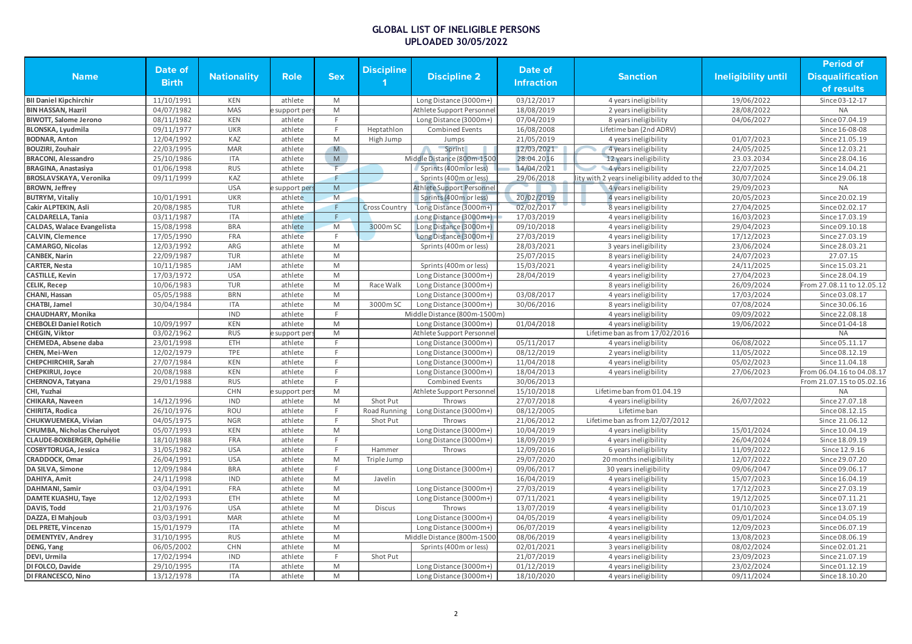# GLOBAL LIST OF INELIGIBLE PERSONS
## UPLOADED 30/05/2022

| Name | Date of Birth | Nationality | Role | Sex | Discipline 1 | Discipline 2 | Date of Infraction | Sanction | Ineligibility until | Period of Disqualification of results |
|---|---|---|---|---|---|---|---|---|---|---|
| BII Daniel Kipchirchir | 11/10/1991 | KEN | athlete | M | | Long Distance (3000m+) | 03/12/2017 | 4 years ineligibility | 19/06/2022 | Since 03-12-17 |
| BIN HASSAN, Hazril | 04/07/1982 | MAS | e support pers | M | | Athlete Support Personnel | 18/08/2019 | 2 years ineligibility | 28/08/2022 | NA |
| BIWOTT, Salome Jerono | 08/11/1982 | KEN | athlete | F | | Long Distance (3000m+) | 07/04/2019 | 8 years ineligibility | 04/06/2027 | Since 07.04.19 |
| BLONSKA, Lyudmila | 09/11/1977 | UKR | athlete | F | Heptathlon | Combined Events | 16/08/2008 | Lifetime ban (2nd ADRV) | | Since 16-08-08 |
| BODNAR, Anton | 12/04/1992 | KAZ | athlete | M | High Jump | Jumps | 21/05/2019 | 4 years ineligibility | 01/07/2023 | Since 21.05.19 |
| BOUZIRI, Zouhair | 22/03/1995 | MAR | athlete | M | | Sprint | 12/03/2021 | 4 years ineligibility | 24/05/2025 | Since 12.03.21 |
| BRACONI, Alessandro | 25/10/1986 | ITA | athlete | M | | Middle Distance (800m-1500 | 28.04.2016 | 12 years ineligibility | 23.03.2034 | Since 28.04.16 |
| BRAGINA, Anastasiya | 01/06/1998 | RUS | athlete | F | | Sprints (400m or less) | 14/04/2021 | 4 years ineligibility | 22/07/2025 | Since 14.04.21 |
| BROSLAVSKAYA, Veronika | 09/11/1999 | KAZ | athlete | F | | Sprints (400m or less) | 29/06/2018 | lity with 2 years ineligibility added to the | 30/07/2024 | Since 29.06.18 |
| BROWN, Jeffrey | | USA | e support pers | M | | Athlete Support Personnel | | 4 years ineligibility | 29/09/2023 | NA |
| BUTRYM, Vitaliy | 10/01/1991 | UKR | athlete | M | | Sprints (400m or less) | 20/02/2019 | 4 years ineligibility | 20/05/2023 | Since 20.02.19 |
| Cakir ALPTEKIN, Asli | 20/08/1985 | TUR | athlete | F | Cross Country | Long Distance (3000m+) | 02/02/2017 | 8 years ineligibility | 27/04/2025 | Since 02.02.17 |
| CALDARELLA, Tania | 03/11/1987 | ITA | athlete | F | | Long Distance (3000m+) | 17/03/2019 | 4 years ineligibility | 16/03/2023 | Since 17.03.19 |
| CALDAS, Walace Evangelista | 15/08/1998 | BRA | athlete | M | 3000m SC | Long Distance (3000m+) | 09/10/2018 | 4 years ineligibility | 29/04/2023 | Since 09.10.18 |
| CALVIN, Clemence | 17/05/1990 | FRA | athlete | F | | Long Distance (3000m+) | 27/03/2019 | 4 years ineligibility | 17/12/2023 | Since 27.03.19 |
| CAMARGO, Nicolas | 12/03/1992 | ARG | athlete | M | | Sprints (400m or less) | 28/03/2021 | 3 years ineligibility | 23/06/2024 | Since 28.03.21 |
| CANBEK, Narin | 22/09/1987 | TUR | athlete | M | | | 25/07/2015 | 8 years ineligibility | 24/07/2023 | 27.07.15 |
| CARTER, Nesta | 10/11/1985 | JAM | athlete | M | | Sprints (400m or less) | 15/03/2021 | 4 years ineligibility | 24/11/2025 | Since 15.03.21 |
| CASTILLE, Kevin | 17/03/1972 | USA | athlete | M | | Long Distance (3000m+) | 28/04/2019 | 4 years ineligibility | 27/04/2023 | Since 28.04.19 |
| CELIK, Recep | 10/06/1983 | TUR | athlete | M | Race Walk | Long Distance (3000m+) | | 8 years ineligibility | 26/09/2024 | From 27.08.11 to 12.05.12 |
| CHANI, Hassan | 05/05/1988 | BRN | athlete | M | | Long Distance (3000m+) | 03/08/2017 | 4 years ineligibility | 17/03/2024 | Since 03.08.17 |
| CHATBI, Jamel | 30/04/1984 | ITA | athlete | M | 3000m SC | Long Distance (3000m+) | 30/06/2016 | 8 years ineligibility | 07/08/2024 | Since 30.06.16 |
| CHAUDHARY, Monika | | IND | athlete | F | | Middle Distance (800m-1500m) | | 4 years ineligibility | 09/09/2022 | Since 22.08.18 |
| CHEBOLEI Daniel Rotich | 10/09/1997 | KEN | athlete | M | | Long Distance (3000m+) | 01/04/2018 | 4 years ineligibility | 19/06/2022 | Since 01-04-18 |
| CHEGIN, Viktor | 03/02/1962 | RUS | e support pers | M | | Athlete Support Personnel | | Lifetime ban as from 17/02/2016 | | NA |
| CHEMEDA, Absene daba | 23/01/1998 | ETH | athlete | F | | Long Distance (3000m+) | 05/11/2017 | 4 years ineligibility | 06/08/2022 | Since 05.11.17 |
| CHEN, Mei-Wen | 12/02/1979 | TPE | athlete | F | | Long Distance (3000m+) | 08/12/2019 | 2 years ineligibility | 11/05/2022 | Since 08.12.19 |
| CHEPCHIRCHIR, Sarah | 27/07/1984 | KEN | athlete | F | | Long Distance (3000m+) | 11/04/2018 | 4 years ineligibility | 05/02/2023 | Since 11.04.18 |
| CHEPKIRUI, Joyce | 20/08/1988 | KEN | athlete | F | | Long Distance (3000m+) | 18/04/2013 | 4 years ineligibility | 27/06/2023 | From 06.04.16 to 04.08.17 |
| CHERNOVA, Tatyana | 29/01/1988 | RUS | athlete | F | | Combined Events | 30/06/2013 | | | From 21.07.15 to 05.02.16 |
| CHI, Yuzhai | | CHN | e support pers | M | | Athlete Support Personnel | 15/10/2018 | Lifetime ban from 01.04.19 | | NA |
| CHIKARA, Naveen | 14/12/1996 | IND | athlete | M | Shot Put | Throws | 27/07/2018 | 4 years ineligibility | 26/07/2022 | Since 27.07.18 |
| CHIRITA, Rodica | 26/10/1976 | ROU | athlete | F | Road Running | Long Distance (3000m+) | 08/12/2005 | Lifetime ban | | Since 08.12.05 |
| CHUKWUEMEKA, Vivian | 04/05/1975 | NGR | athlete | F | Shot Put | Throws | 21/06/2012 | Lifetime ban as from 12/07/2012 | | Since 21.06.12 |
| CHUMBA, Nicholas Cheruiyot | 05/07/1993 | KEN | athlete | M | | Long Distance (3000m+) | 10/04/2019 | 4 years ineligibility | 15/01/2024 | Since 10.04.19 |
| CLAUDE-BOXBERGER, Ophélie | 18/10/1988 | FRA | athlete | F | | Long Distance (3000m+) | 18/09/2019 | 4 years ineligibility | 26/04/2024 | Since 18.09.19 |
| COSBYTORUGA, Jessica | 31/05/1982 | USA | athlete | F | Hammer | Throws | 12/09/2016 | 6 years ineligibility | 11/09/2022 | Since 12.9.16 |
| CRADDOCK, Omar | 26/04/1991 | USA | athlete | M | Triple Jump | | 29/07/2020 | 20 months ineligibility | 12/07/2022 | Since 29.07.20 |
| DA SILVA, Simone | 12/09/1984 | BRA | athlete | F | | Long Distance (3000m+) | 09/06/2017 | 30 years ineligibility | 09/06/2047 | Since 09.06.17 |
| DAHIYA, Amit | 24/11/1998 | IND | athlete | M | Javelin | | 16/04/2019 | 4 years ineligibility | 15/07/2023 | Since 16.04.19 |
| DAHMANI, Samir | 03/04/1991 | FRA | athlete | M | | Long Distance (3000m+) | 27/03/2019 | 4 years ineligibility | 17/12/2023 | Since 27.03.19 |
| DAMTE KUASHU, Taye | 12/02/1993 | ETH | athlete | M | | Long Distance (3000m+) | 07/11/2021 | 4 years ineligibility | 19/12/2025 | Since 07.11.21 |
| DAVIS, Todd | 21/03/1976 | USA | athlete | M | Discus | Throws | 13/07/2019 | 4 years ineligibility | 01/10/2023 | Since 13.07.19 |
| DAZZA, El Mahjoub | 03/03/1991 | MAR | athlete | M | | Long Distance (3000m+) | 04/05/2019 | 4 years ineligibility | 09/01/2024 | Since 04.05.19 |
| DEL PRETE, Vincenzo | 15/01/1979 | ITA | athlete | M | | Long Distance (3000m+) | 06/07/2019 | 4 years ineligibility | 12/09/2023 | Since 06.07.19 |
| DEMENTYEV, Andrey | 31/10/1995 | RUS | athlete | M | | Middle Distance (800m-1500 | 08/06/2019 | 4 years ineligibility | 13/08/2023 | Since 08.06.19 |
| DENG, Yang | 06/05/2002 | CHN | athlete | M | | Sprints (400m or less) | 02/01/2021 | 3 years ineligibility | 08/02/2024 | Since 02.01.21 |
| DEVI, Urmila | 17/02/1994 | IND | athlete | F | Shot Put | | 21/07/2019 | 4 years ineligibility | 23/09/2023 | Since 21.07.19 |
| DI FOLCO, Davide | 29/10/1995 | ITA | athlete | M | | Long Distance (3000m+) | 01/12/2019 | 4 years ineligibility | 23/02/2024 | Since 01.12.19 |
| DI FRANCESCO, Nino | 13/12/1978 | ITA | athlete | M | | Long Distance (3000m+) | 18/10/2020 | 4 years ineligibility | 09/11/2024 | Since 18.10.20 |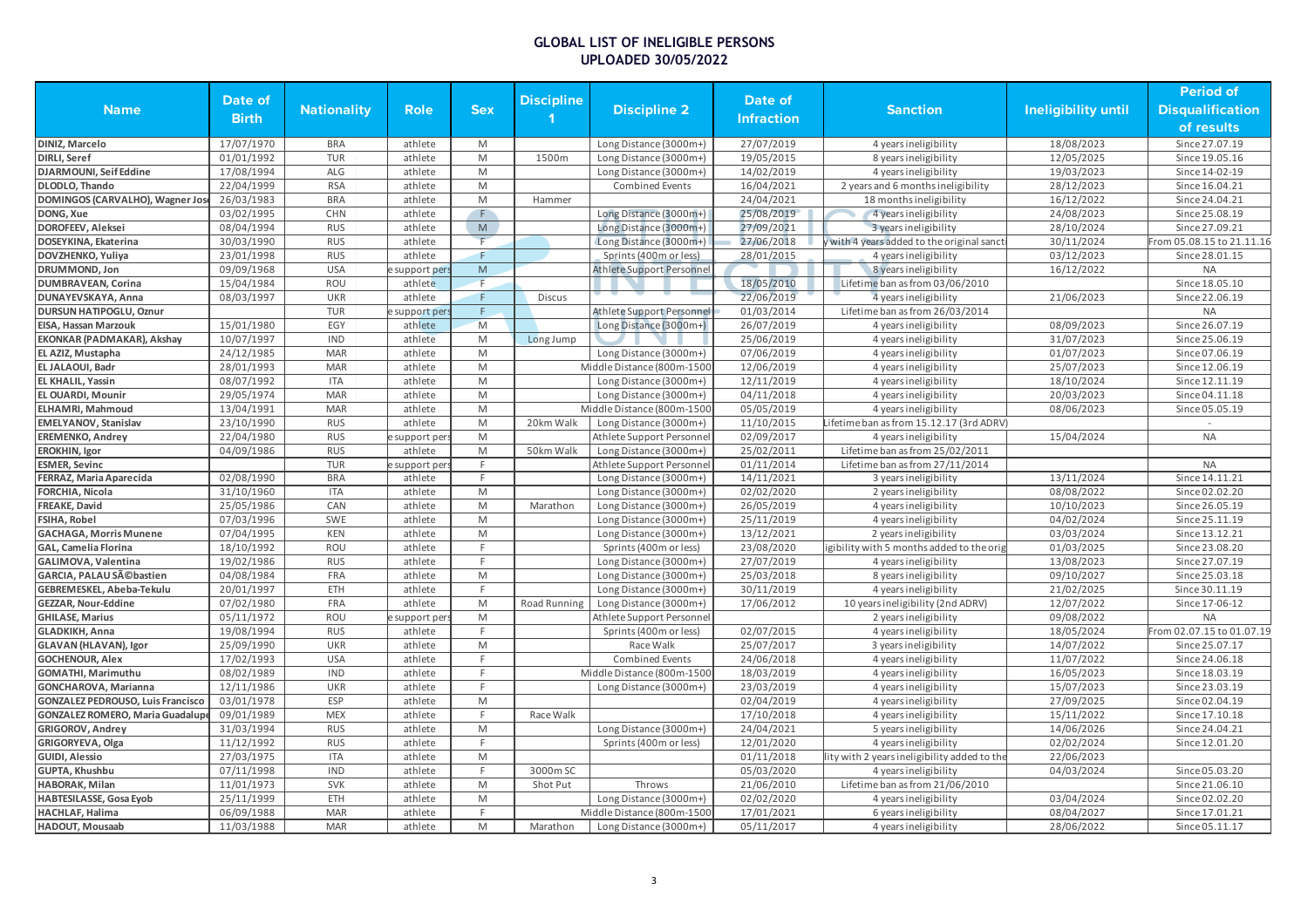# GLOBAL LIST OF INELIGIBLE PERSONS
## UPLOADED 30/05/2022

| Name | Date of Birth | Nationality | Role | Sex | Discipline 1 | Discipline 2 | Date of Infraction | Sanction | Ineligibility until | Period of Disqualification of results |
|---|---|---|---|---|---|---|---|---|---|---|
| DINIZ, Marcelo | 17/07/1970 | BRA | athlete | M | | Long Distance (3000m+) | 27/07/2019 | 4 years ineligibility | 18/08/2023 | Since 27.07.19 |
| DIRLI, Seref | 01/01/1992 | TUR | athlete | M | 1500m | Long Distance (3000m+) | 19/05/2015 | 8 years ineligibility | 12/05/2025 | Since 19.05.16 |
| DJARMOUNI, Seif Eddine | 17/08/1994 | ALG | athlete | M | | Long Distance (3000m+) | 14/02/2019 | 4 years ineligibility | 19/03/2023 | Since 14-02-19 |
| DLODLO, Thando | 22/04/1999 | RSA | athlete | M | | Combined Events | 16/04/2021 | 2 years and 6 months ineligibility | 28/12/2023 | Since 16.04.21 |
| DOMINGOS (CARVALHO), Wagner Jos | 26/03/1983 | BRA | athlete | M | Hammer | | 24/04/2021 | 18 months ineligibility | 16/12/2022 | Since 24.04.21 |
| DONG, Xue | 03/02/1995 | CHN | athlete | F | | Long Distance (3000m+) | 25/08/2019 | 4 years ineligibility | 24/08/2023 | Since 25.08.19 |
| DOROFEEV, Aleksei | 08/04/1994 | RUS | athlete | M | | Long Distance (3000m+) | 27/09/2021 | 3 years ineligibility | 28/10/2024 | Since 27.09.21 |
| DOSEYKINA, Ekaterina | 30/03/1990 | RUS | athlete | F | | Long Distance (3000m+) | 27/06/2018 | y with 4 years added to the original sancti | 30/11/2024 | From 05.08.15 to 21.11.16 |
| DOVZHENKO, Yuliya | 23/01/1998 | RUS | athlete | F | | Sprints (400m or less) | 28/01/2015 | 4 years ineligibility | 03/12/2023 | Since 28.01.15 |
| DRUMMOND, Jon | 09/09/1968 | USA | e support pers | M | | Athlete Support Personnel | | 8 years ineligibility | 16/12/2022 | NA |
| DUMBRAVEAN, Corina | 15/04/1984 | ROU | athlete | F | | | 18/05/2010 | Lifetime ban as from 03/06/2010 | | Since 18.05.10 |
| DUNAYEVSKAYA, Anna | 08/03/1997 | UKR | athlete | F | Discus | | 22/06/2019 | 4 years ineligibility | 21/06/2023 | Since 22.06.19 |
| DURSUN HATIPOGLU, Oznur | | TUR | e support pers | F | | Athlete Support Personnel | 01/03/2014 | Lifetime ban as from 26/03/2014 | | NA |
| EISA, Hassan Marzouk | 15/01/1980 | EGY | athlete | M | | Long Distance (3000m+) | 26/07/2019 | 4 years ineligibility | 08/09/2023 | Since 26.07.19 |
| EKONKAR (PADMAKAR), Akshay | 10/07/1997 | IND | athlete | M | Long Jump | | 25/06/2019 | 4 years ineligibility | 31/07/2023 | Since 25.06.19 |
| EL AZIZ, Mustapha | 24/12/1985 | MAR | athlete | M | | Long Distance (3000m+) | 07/06/2019 | 4 years ineligibility | 01/07/2023 | Since 07.06.19 |
| EL JALAOUI, Badr | 28/01/1993 | MAR | athlete | M | | Middle Distance (800m-1500 | 12/06/2019 | 4 years ineligibility | 25/07/2023 | Since 12.06.19 |
| EL KHALIL, Yassin | 08/07/1992 | ITA | athlete | M | | Long Distance (3000m+) | 12/11/2019 | 4 years ineligibility | 18/10/2024 | Since 12.11.19 |
| EL OUARDI, Mounir | 29/05/1974 | MAR | athlete | M | | Long Distance (3000m+) | 04/11/2018 | 4 years ineligibility | 20/03/2023 | Since 04.11.18 |
| ELHAMRI, Mahmoud | 13/04/1991 | MAR | athlete | M | | Middle Distance (800m-1500 | 05/05/2019 | 4 years ineligibility | 08/06/2023 | Since 05.05.19 |
| EMELYANOV, Stanislav | 23/10/1990 | RUS | athlete | M | 20km Walk | Long Distance (3000m+) | 11/10/2015 | Lifetime ban as from 15.12.17 (3rd ADRV) | | - |
| EREMENKO, Andrey | 22/04/1980 | RUS | e support pers | M | | Athlete Support Personnel | 02/09/2017 | 4 years ineligibility | 15/04/2024 | NA |
| EROKHIN, Igor | 04/09/1986 | RUS | athlete | M | 50km Walk | Long Distance (3000m+) | 25/02/2011 | Lifetime ban as from 25/02/2011 | | |
| ESMER, Sevinc | | TUR | e support pers | F | | Athlete Support Personnel | 01/11/2014 | Lifetime ban as from 27/11/2014 | | NA |
| FERRAZ, Maria Aparecida | 02/08/1990 | BRA | athlete | F | | Long Distance (3000m+) | 14/11/2021 | 3 years ineligibility | 13/11/2024 | Since 14.11.21 |
| FORCHIA, Nicola | 31/10/1960 | ITA | athlete | M | | Long Distance (3000m+) | 02/02/2020 | 2 years ineligibility | 08/08/2022 | Since 02.02.20 |
| FREAKE, David | 25/05/1986 | CAN | athlete | M | Marathon | Long Distance (3000m+) | 26/05/2019 | 4 years ineligibility | 10/10/2023 | Since 26.05.19 |
| FSIHA, Robel | 07/03/1996 | SWE | athlete | M | | Long Distance (3000m+) | 25/11/2019 | 4 years ineligibility | 04/02/2024 | Since 25.11.19 |
| GACHAGA, Morris Munene | 07/04/1995 | KEN | athlete | M | | Long Distance (3000m+) | 13/12/2021 | 2 years ineligibility | 03/03/2024 | Since 13.12.21 |
| GAL, Camelia Florina | 18/10/1992 | ROU | athlete | F | | Sprints (400m or less) | 23/08/2020 | igibility with 5 months added to the orig | 01/03/2025 | Since 23.08.20 |
| GALIMOVA, Valentina | 19/02/1986 | RUS | athlete | F | | Long Distance (3000m+) | 27/07/2019 | 4 years ineligibility | 13/08/2023 | Since 27.07.19 |
| GARCIA, PALAU SÃ©bastien | 04/08/1984 | FRA | athlete | M | | Long Distance (3000m+) | 25/03/2018 | 8 years ineligibility | 09/10/2027 | Since 25.03.18 |
| GEBREMESKEL, Abeba-Tekulu | 20/01/1997 | ETH | athlete | F | | Long Distance (3000m+) | 30/11/2019 | 4 years ineligibility | 21/02/2025 | Since 30.11.19 |
| GEZZAR, Nour-Eddine | 07/02/1980 | FRA | athlete | M | Road Running | Long Distance (3000m+) | 17/06/2012 | 10 years ineligibility (2nd ADRV) | 12/07/2022 | Since 17-06-12 |
| GHILASE, Marius | 05/11/1972 | ROU | e support pers | M | | Athlete Support Personnel | | 2 years ineligibility | 09/08/2022 | NA |
| GLADKIKH, Anna | 19/08/1994 | RUS | athlete | F | | Sprints (400m or less) | 02/07/2015 | 4 years ineligibility | 18/05/2024 | From 02.07.15 to 01.07.19 |
| GLAVAN (HLAVAN), Igor | 25/09/1990 | UKR | athlete | M | | Race Walk | 25/07/2017 | 3 years ineligibility | 14/07/2022 | Since 25.07.17 |
| GOCHENOUR, Alex | 17/02/1993 | USA | athlete | F | | Combined Events | 24/06/2018 | 4 years ineligibility | 11/07/2022 | Since 24.06.18 |
| GOMATHI, Marimuthu | 08/02/1989 | IND | athlete | F | | Middle Distance (800m-1500 | 18/03/2019 | 4 years ineligibility | 16/05/2023 | Since 18.03.19 |
| GONCHAROVA, Marianna | 12/11/1986 | UKR | athlete | F | | Long Distance (3000m+) | 23/03/2019 | 4 years ineligibility | 15/07/2023 | Since 23.03.19 |
| GONZALEZ PEDROUSO, Luis Francisco | 03/01/1978 | ESP | athlete | M | | | 02/04/2019 | 4 years ineligibility | 27/09/2025 | Since 02.04.19 |
| GONZALEZ ROMERO, Maria Guadalupe | 09/01/1989 | MEX | athlete | F | Race Walk | | 17/10/2018 | 4 years ineligibility | 15/11/2022 | Since 17.10.18 |
| GRIGOROV, Andrey | 31/03/1994 | RUS | athlete | M | | Long Distance (3000m+) | 24/04/2021 | 5 years ineligibility | 14/06/2026 | Since 24.04.21 |
| GRIGORYEVA, Olga | 11/12/1992 | RUS | athlete | F | | Sprints (400m or less) | 12/01/2020 | 4 years ineligibility | 02/02/2024 | Since 12.01.20 |
| GUIDI, Alessio | 27/03/1975 | ITA | athlete | M | | | 01/11/2018 | lity with 2 years ineligibility added to the | 22/06/2023 | |
| GUPTA, Khushbu | 07/11/1998 | IND | athlete | F | 3000m SC | | 05/03/2020 | 4 years ineligibility | 04/03/2024 | Since 05.03.20 |
| HABORAK, Milan | 11/01/1973 | SVK | athlete | M | Shot Put | Throws | 21/06/2010 | Lifetime ban as from 21/06/2010 | | Since 21.06.10 |
| HABTESILASSE, Gosa Eyob | 25/11/1999 | ETH | athlete | M | | Long Distance (3000m+) | 02/02/2020 | 4 years ineligibility | 03/04/2024 | Since 02.02.20 |
| HACHLAF, Halima | 06/09/1988 | MAR | athlete | F | | Middle Distance (800m-1500 | 17/01/2021 | 6 years ineligibility | 08/04/2027 | Since 17.01.21 |
| HADOUT, Mousaab | 11/03/1988 | MAR | athlete | M | Marathon | Long Distance (3000m+) | 05/11/2017 | 4 years ineligibility | 28/06/2022 | Since 05.11.17 |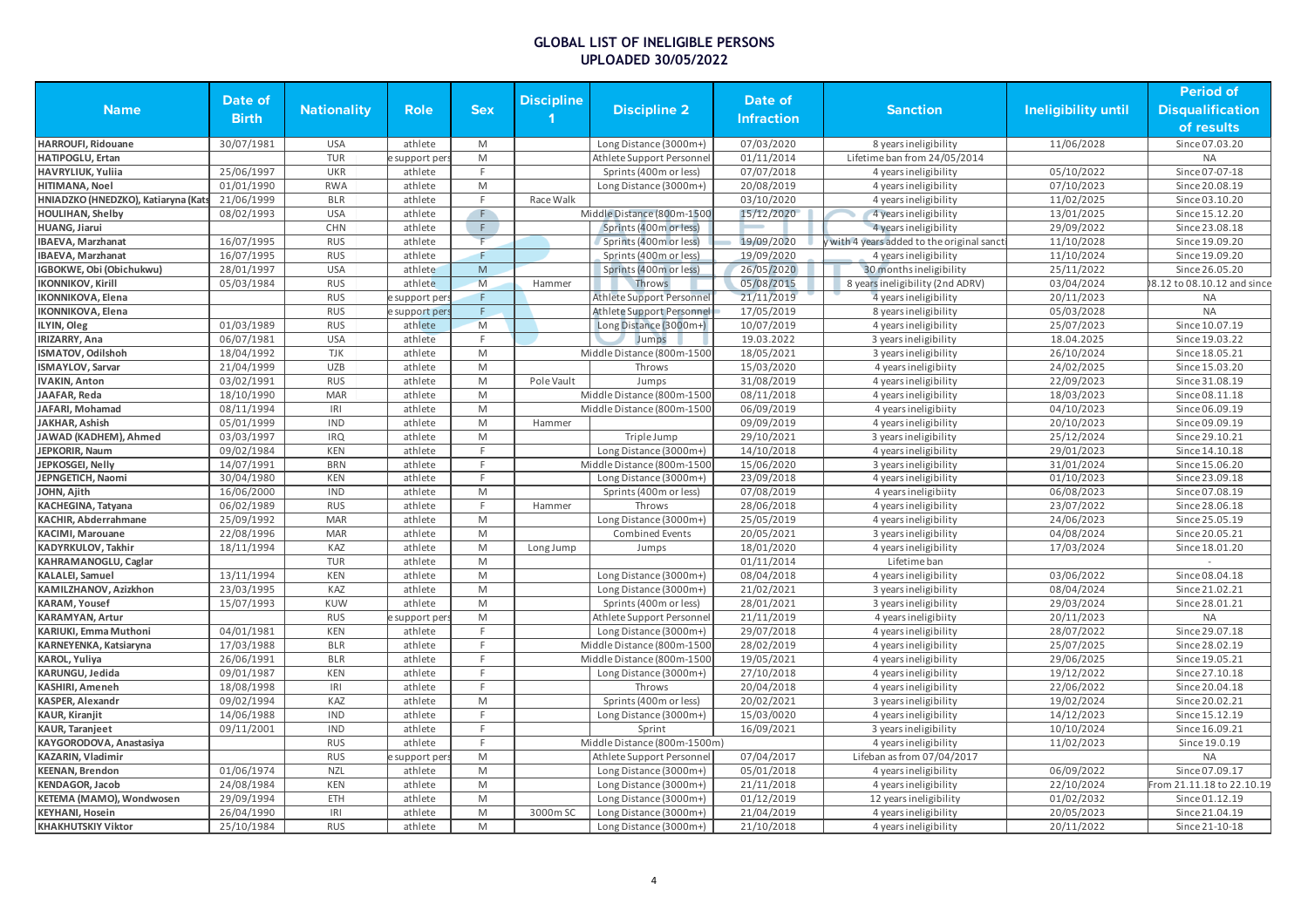# GLOBAL LIST OF INELIGIBLE PERSONS
## UPLOADED 30/05/2022

| Name | Date of Birth | Nationality | Role | Sex | Discipline 1 | Discipline 2 | Date of Infraction | Sanction | Ineligibility until | Period of Disqualification of results |
|---|---|---|---|---|---|---|---|---|---|---|
| HARROUFI, Ridouane | 30/07/1981 | USA | athlete | M | | Long Distance (3000m+) | 07/03/2020 | 8 years ineligibility | 11/06/2028 | Since 07.03.20 |
| HATIPOGLU, Ertan | | TUR | e support pers | M | | Athlete Support Personnel | 01/11/2014 | Lifetime ban from 24/05/2014 | | NA |
| HAVRYLIUK, Yuliia | 25/06/1997 | UKR | athlete | F | | Sprints (400m or less) | 07/07/2018 | 4 years ineligibility | 05/10/2022 | Since 07-07-18 |
| HITIMANA, Noel | 01/01/1990 | RWA | athlete | M | | Long Distance (3000m+) | 20/08/2019 | 4 years ineligibility | 07/10/2023 | Since 20.08.19 |
| HNIADZKO (HNEDZKO), Katiaryna (Kats | 21/06/1999 | BLR | athlete | F | Race Walk | | 03/10/2020 | 4 years ineligibility | 11/02/2025 | Since 03.10.20 |
| HOULIHAN, Shelby | 08/02/1993 | USA | athlete | F | | Middle Distance (800m-1500 | 15/12/2020 | 4 years ineligibility | 13/01/2025 | Since 15.12.20 |
| HUANG, Jiarui | | CHN | athlete | F | | Sprints (400m or less) | 23/08/2018 | 4 years ineligibility | 29/09/2022 | Since 23.08.18 |
| IBAEVA, Marzhanat | 16/07/1995 | RUS | athlete | F | | Sprints (400m or less) | 19/09/2020 | y with 4 years added to the original sancti | 11/10/2028 | Since 19.09.20 |
| IBAEVA, Marzhanat | 16/07/1995 | RUS | athlete | F | | Sprints (400m or less) | 19/09/2020 | 4 years ineligibility | 11/10/2024 | Since 19.09.20 |
| IGBOKWE, Obi (Obichukwu) | 28/01/1997 | USA | athlete | M | | Sprints (400m or less) | 26/05/2020 | 30 months ineligibility | 25/11/2022 | Since 26.05.20 |
| IKONNIKOV, Kirill | 05/03/1984 | RUS | athlete | M | Hammer | Throws | 05/08/2015 | 8 years ineligibility (2nd ADRV) | 03/04/2024 | )8.12 to 08.10.12 and since |
| IKONNIKOVA, Elena | | RUS | e support pers | F | | Athlete Support Personnel | 21/11/2019 | 4 years ineligibility | 20/11/2023 | NA |
| IKONNIKOVA, Elena | | RUS | e support pers | F | | Athlete Support Personnel | 17/05/2019 | 8 years ineligibility | 05/03/2028 | NA |
| ILYIN, Oleg | 01/03/1989 | RUS | athlete | M | | Long Distance (3000m+) | 10/07/2019 | 4 years ineligibility | 25/07/2023 | Since 10.07.19 |
| IRIZARRY, Ana | 06/07/1981 | USA | athlete | F | | Jumps | 19.03.2022 | 3 years ineligibility | 18.04.2025 | Since 19.03.22 |
| ISMATOV, Odilshoh | 18/04/1992 | TJK | athlete | M | | Middle Distance (800m-1500 | 18/05/2021 | 3 years ineligibility | 26/10/2024 | Since 18.05.21 |
| ISMAYLOV, Sarvar | 21/04/1999 | UZB | athlete | M | | Throws | 15/03/2020 | 4 years ineligibiity | 24/02/2025 | Since 15.03.20 |
| IVAKIN, Anton | 03/02/1991 | RUS | athlete | M | Pole Vault | Jumps | 31/08/2019 | 4 years ineligibility | 22/09/2023 | Since 31.08.19 |
| JAAFAR, Reda | 18/10/1990 | MAR | athlete | M | | Middle Distance (800m-1500 | 08/11/2018 | 4 years ineligibility | 18/03/2023 | Since 08.11.18 |
| JAFARI, Mohamad | 08/11/1994 | IRI | athlete | M | | Middle Distance (800m-1500 | 06/09/2019 | 4 years ineligibiity | 04/10/2023 | Since 06.09.19 |
| JAKHAR, Ashish | 05/01/1999 | IND | athlete | M | Hammer | | 09/09/2019 | 4 years ineligibility | 20/10/2023 | Since 09.09.19 |
| JAWAD (KADHEM), Ahmed | 03/03/1997 | IRQ | athlete | M | | Triple Jump | 29/10/2021 | 3 years ineligibility | 25/12/2024 | Since 29.10.21 |
| JEPKORIR, Naum | 09/02/1984 | KEN | athlete | F | | Long Distance (3000m+) | 14/10/2018 | 4 years ineligibility | 29/01/2023 | Since 14.10.18 |
| JEPKOSGEI, Nelly | 14/07/1991 | BRN | athlete | F | | Middle Distance (800m-1500 | 15/06/2020 | 3 years ineligibility | 31/01/2024 | Since 15.06.20 |
| JEPNGETICH, Naomi | 30/04/1980 | KEN | athlete | F | | Long Distance (3000m+) | 23/09/2018 | 4 years ineligibility | 01/10/2023 | Since 23.09.18 |
| JOHN, Ajith | 16/06/2000 | IND | athlete | M | | Sprints (400m or less) | 07/08/2019 | 4 years ineligibiity | 06/08/2023 | Since 07.08.19 |
| KACHEGINA, Tatyana | 06/02/1989 | RUS | athlete | F | Hammer | Throws | 28/06/2018 | 4 years ineligibility | 23/07/2022 | Since 28.06.18 |
| KACHIR, Abderrahmane | 25/09/1992 | MAR | athlete | M | | Long Distance (3000m+) | 25/05/2019 | 4 years ineligibility | 24/06/2023 | Since 25.05.19 |
| KACIMI, Marouane | 22/08/1996 | MAR | athlete | M | | Combined Events | 20/05/2021 | 3 years ineligibility | 04/08/2024 | Since 20.05.21 |
| KADYRKULOV, Takhir | 18/11/1994 | KAZ | athlete | M | Long Jump | Jumps | 18/01/2020 | 4 years ineligibility | 17/03/2024 | Since 18.01.20 |
| KAHRAMANOGLU, Caglar | | TUR | athlete | M | | | 01/11/2014 | Lifetime ban | | - |
| KALALEI, Samuel | 13/11/1994 | KEN | athlete | M | | Long Distance (3000m+) | 08/04/2018 | 4 years ineligibility | 03/06/2022 | Since 08.04.18 |
| KAMILZHANOV, Azizkhon | 23/03/1995 | KAZ | athlete | M | | Long Distance (3000m+) | 21/02/2021 | 3 years ineligibility | 08/04/2024 | Since 21.02.21 |
| KARAM, Yousef | 15/07/1993 | KUW | athlete | M | | Sprints (400m or less) | 28/01/2021 | 3 years ineligibility | 29/03/2024 | Since 28.01.21 |
| KARAMYAN, Artur | | RUS | e support pers | M | | Athlete Support Personnel | 21/11/2019 | 4 years ineligibiity | 20/11/2023 | NA |
| KARIUKI, Emma Muthoni | 04/01/1981 | KEN | athlete | F | | Long Distance (3000m+) | 29/07/2018 | 4 years ineligibility | 28/07/2022 | Since 29.07.18 |
| KARNEYENKA, Katsiaryna | 17/03/1988 | BLR | athlete | F | | Middle Distance (800m-1500 | 28/02/2019 | 4 years ineligibility | 25/07/2025 | Since 28.02.19 |
| KAROL, Yuliya | 26/06/1991 | BLR | athlete | F | | Middle Distance (800m-1500 | 19/05/2021 | 4 years ineligibility | 29/06/2025 | Since 19.05.21 |
| KARUNGU, Jedida | 09/01/1987 | KEN | athlete | F | | Long Distance (3000m+) | 27/10/2018 | 4 years ineligibility | 19/12/2022 | Since 27.10.18 |
| KASHIRI, Ameneh | 18/08/1998 | IRI | athlete | F | | Throws | 20/04/2018 | 4 years ineligibility | 22/06/2022 | Since 20.04.18 |
| KASPER, Alexandr | 09/02/1994 | KAZ | athlete | M | | Sprints (400m or less) | 20/02/2021 | 3 years ineligibility | 19/02/2024 | Since 20.02.21 |
| KAUR, Kiranjit | 14/06/1988 | IND | athlete | F | | Long Distance (3000m+) | 15/03/0020 | 4 years ineligibility | 14/12/2023 | Since 15.12.19 |
| KAUR, Taranjeet | 09/11/2001 | IND | athlete | F | | Sprint | 16/09/2021 | 3 years ineligibility | 10/10/2024 | Since 16.09.21 |
| KAYGORODOVA, Anastasiya | | RUS | athlete | F | | Middle Distance (800m-1500m) | | 4 years ineligibility | 11/02/2023 | Since 19.0.19 |
| KAZARIN, Vladimir | | RUS | e support pers | M | | Athlete Support Personnel | 07/04/2017 | Lifeban as from 07/04/2017 | | NA |
| KEENAN, Brendon | 01/06/1974 | NZL | athlete | M | | Long Distance (3000m+) | 05/01/2018 | 4 years ineligibility | 06/09/2022 | Since 07.09.17 |
| KENDAGOR, Jacob | 24/08/1984 | KEN | athlete | M | | Long Distance (3000m+) | 21/11/2018 | 4 years ineligibility | 22/10/2024 | From 21.11.18 to 22.10.19 |
| KETEMA (MAMO), Wondwosen | 29/09/1994 | ETH | athlete | M | | Long Distance (3000m+) | 01/12/2019 | 12 years ineligibility | 01/02/2032 | Since 01.12.19 |
| KEYHANI, Hosein | 26/04/1990 | IRI | athlete | M | 3000m SC | Long Distance (3000m+) | 21/04/2019 | 4 years ineligibility | 20/05/2023 | Since 21.04.19 |
| KHAKHUTSKIY Viktor | 25/10/1984 | RUS | athlete | M | | Long Distance (3000m+) | 21/10/2018 | 4 years ineligibility | 20/11/2022 | Since 21-10-18 |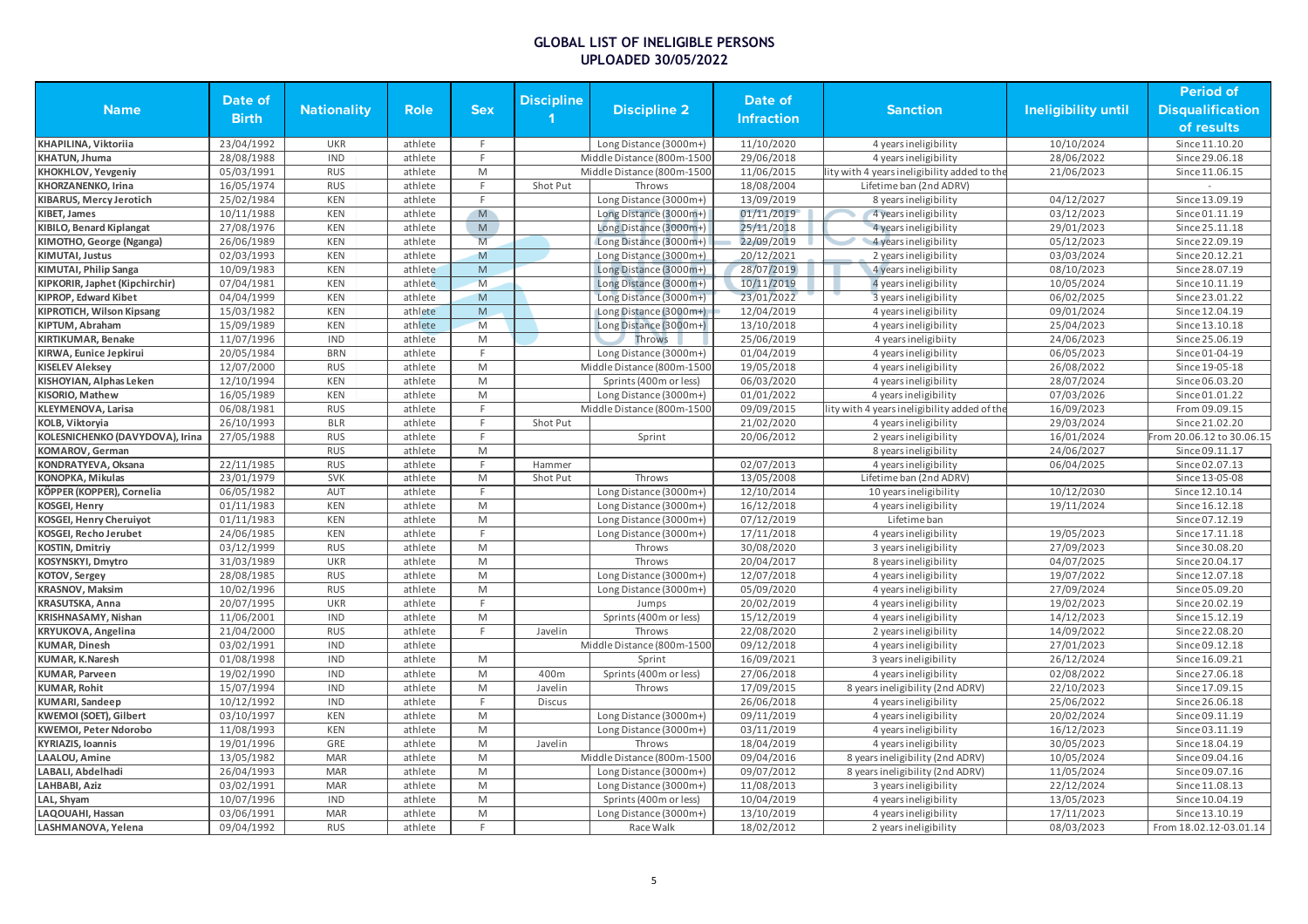# GLOBAL LIST OF INELIGIBLE PERSONS
## UPLOADED 30/05/2022

| Name | Date of Birth | Nationality | Role | Sex | Discipline 1 | Discipline 2 | Date of Infraction | Sanction | Ineligibility until | Period of Disqualification of results |
|---|---|---|---|---|---|---|---|---|---|---|
| KHAPILINA, Viktoriia | 23/04/1992 | UKR | athlete | F | | Long Distance (3000m+) | 11/10/2020 | 4 years ineligibility | 10/10/2024 | Since 11.10.20 |
| KHATUN, Jhuma | 28/08/1988 | IND | athlete | F | | Middle Distance (800m-1500 | 29/06/2018 | 4 years ineligibility | 28/06/2022 | Since 29.06.18 |
| KHOKHLOV, Yevgeniy | 05/03/1991 | RUS | athlete | M | | Middle Distance (800m-1500 | 11/06/2015 | lity with 4 years ineligibility added to the | 21/06/2023 | Since 11.06.15 |
| KHORZANENKO, Irina | 16/05/1974 | RUS | athlete | F | Shot Put | Throws | 18/08/2004 | Lifetime ban (2nd ADRV) | | - |
| KIBARUS, Mercy Jerotich | 25/02/1984 | KEN | athlete | F | | Long Distance (3000m+) | 13/09/2019 | 8 years ineligibility | 04/12/2027 | Since 13.09.19 |
| KIBET, James | 10/11/1988 | KEN | athlete | M | | Long Distance (3000m+) | 01/11/2019 | 4 years ineligibility | 03/12/2023 | Since 01.11.19 |
| KIBILO, Benard Kiplangat | 27/08/1976 | KEN | athlete | M | | Long Distance (3000m+) | 25/11/2018 | 4 years ineligibility | 29/01/2023 | Since 25.11.18 |
| KIMOTHO, George (Nganga) | 26/06/1989 | KEN | athlete | M | | Long Distance (3000m+) | 22/09/2019 | 4 years ineligibility | 05/12/2023 | Since 22.09.19 |
| KIMUTAI, Justus | 02/03/1993 | KEN | athlete | M | | Long Distance (3000m+) | 20/12/2021 | 2 years ineligibility | 03/03/2024 | Since 20.12.21 |
| KIMUTAI, Philip Sanga | 10/09/1983 | KEN | athlete | M | | Long Distance (3000m+) | 28/07/2019 | 4 years ineligibility | 08/10/2023 | Since 28.07.19 |
| KIPKORIR, Japhet (Kipchirchir) | 07/04/1981 | KEN | athlete | M | | Long Distance (3000m+) | 10/11/2019 | 4 years ineligibility | 10/05/2024 | Since 10.11.19 |
| KIPROP, Edward Kibet | 04/04/1999 | KEN | athlete | M | | Long Distance (3000m+) | 23/01/2022 | 3 years ineligibility | 06/02/2025 | Since 23.01.22 |
| KIPROTICH, Wilson Kipsang | 15/03/1982 | KEN | athlete | M | | Long Distance (3000m+) | 12/04/2019 | 4 years ineligibility | 09/01/2024 | Since 12.04.19 |
| KIPTUM, Abraham | 15/09/1989 | KEN | athlete | M | | Long Distance (3000m+) | 13/10/2018 | 4 years ineligibility | 25/04/2023 | Since 13.10.18 |
| KIRTIKUMAR, Benake | 11/07/1996 | IND | athlete | M | | Throws | 25/06/2019 | 4 years ineligibiity | 24/06/2023 | Since 25.06.19 |
| KIRWA, Eunice Jepkirui | 20/05/1984 | BRN | athlete | F | | Long Distance (3000m+) | 01/04/2019 | 4 years ineligibility | 06/05/2023 | Since 01-04-19 |
| KISELEV Aleksey | 12/07/2000 | RUS | athlete | M | | Middle Distance (800m-1500 | 19/05/2018 | 4 years ineligibility | 26/08/2022 | Since 19-05-18 |
| KISHOYIAN, Alphas Leken | 12/10/1994 | KEN | athlete | M | | Sprints (400m or less) | 06/03/2020 | 4 years ineligibility | 28/07/2024 | Since 06.03.20 |
| KISORIO, Mathew | 16/05/1989 | KEN | athlete | M | | Long Distance (3000m+) | 01/01/2022 | 4 years ineligibility | 07/03/2026 | Since 01.01.22 |
| KLEYMENOVA, Larisa | 06/08/1981 | RUS | athlete | F | | Middle Distance (800m-1500 | 09/09/2015 | lity with 4 years ineligibility added of the | 16/09/2023 | From 09.09.15 |
| KOLB, Viktoryia | 26/10/1993 | BLR | athlete | F | Shot Put | | 21/02/2020 | 4 years ineligibility | 29/03/2024 | Since 21.02.20 |
| KOLESNICHENKO (DAVYDOVA), Irina | 27/05/1988 | RUS | athlete | F | | Sprint | 20/06/2012 | 2 years ineligibility | 16/01/2024 | From 20.06.12 to 30.06.15 |
| KOMAROV, German | | RUS | athlete | M | | | | 8 years ineligibility | 24/06/2027 | Since 09.11.17 |
| KONDRATYEVA, Oksana | 22/11/1985 | RUS | athlete | F | Hammer | | 02/07/2013 | 4 years ineligibility | 06/04/2025 | Since 02.07.13 |
| KONOPKA, Mikulas | 23/01/1979 | SVK | athlete | M | Shot Put | Throws | 13/05/2008 | Lifetime ban (2nd ADRV) | | Since 13-05-08 |
| KÖPPER (KOPPER), Cornelia | 06/05/1982 | AUT | athlete | F | | Long Distance (3000m+) | 12/10/2014 | 10 years ineligibility | 10/12/2030 | Since 12.10.14 |
| KOSGEI, Henry | 01/11/1983 | KEN | athlete | M | | Long Distance (3000m+) | 16/12/2018 | 4 years ineligibility | 19/11/2024 | Since 16.12.18 |
| KOSGEI, Henry Cheruiyot | 01/11/1983 | KEN | athlete | M | | Long Distance (3000m+) | 07/12/2019 | Lifetime ban | | Since 07.12.19 |
| KOSGEI, Recho Jerubet | 24/06/1985 | KEN | athlete | F | | Long Distance (3000m+) | 17/11/2018 | 4 years ineligibility | 19/05/2023 | Since 17.11.18 |
| KOSTIN, Dmitriy | 03/12/1999 | RUS | athlete | M | | Throws | 30/08/2020 | 3 years ineligibility | 27/09/2023 | Since 30.08.20 |
| KOSYNSKYI, Dmytro | 31/03/1989 | UKR | athlete | M | | Throws | 20/04/2017 | 8 years ineligibility | 04/07/2025 | Since 20.04.17 |
| KOTOV, Sergey | 28/08/1985 | RUS | athlete | M | | Long Distance (3000m+) | 12/07/2018 | 4 years ineligibility | 19/07/2022 | Since 12.07.18 |
| KRASNOV, Maksim | 10/02/1996 | RUS | athlete | M | | Long Distance (3000m+) | 05/09/2020 | 4 years ineligibility | 27/09/2024 | Since 05.09.20 |
| KRASUTSKA, Anna | 20/07/1995 | UKR | athlete | F | | Jumps | 20/02/2019 | 4 years ineligibility | 19/02/2023 | Since 20.02.19 |
| KRISHNASAMY, Nishan | 11/06/2001 | IND | athlete | M | | Sprints (400m or less) | 15/12/2019 | 4 years ineligibility | 14/12/2023 | Since 15.12.19 |
| KRYUKOVA, Angelina | 21/04/2000 | RUS | athlete | F | Javelin | Throws | 22/08/2020 | 2 years ineligibility | 14/09/2022 | Since 22.08.20 |
| KUMAR, Dinesh | 03/02/1991 | IND | athlete | | | Middle Distance (800m-1500 | 09/12/2018 | 4 years ineligibility | 27/01/2023 | Since 09.12.18 |
| KUMAR, K.Naresh | 01/08/1998 | IND | athlete | M | | Sprint | 16/09/2021 | 3 years ineligibility | 26/12/2024 | Since 16.09.21 |
| KUMAR, Parveen | 19/02/1990 | IND | athlete | M | 400m | Sprints (400m or less) | 27/06/2018 | 4 years ineligibility | 02/08/2022 | Since 27.06.18 |
| KUMAR, Rohit | 15/07/1994 | IND | athlete | M | Javelin | Throws | 17/09/2015 | 8 years ineligibility (2nd ADRV) | 22/10/2023 | Since 17.09.15 |
| KUMARI, Sandeep | 10/12/1992 | IND | athlete | F | Discus | | 26/06/2018 | 4 years ineligibility | 25/06/2022 | Since 26.06.18 |
| KWEMOI (SOET), Gilbert | 03/10/1997 | KEN | athlete | M | | Long Distance (3000m+) | 09/11/2019 | 4 years ineligibility | 20/02/2024 | Since 09.11.19 |
| KWEMOI, Peter Ndorobo | 11/08/1993 | KEN | athlete | M | | Long Distance (3000m+) | 03/11/2019 | 4 years ineligibility | 16/12/2023 | Since 03.11.19 |
| KYRIAZIS, Ioannis | 19/01/1996 | GRE | athlete | M | Javelin | Throws | 18/04/2019 | 4 years ineligibility | 30/05/2023 | Since 18.04.19 |
| LAALOU, Amine | 13/05/1982 | MAR | athlete | M | | Middle Distance (800m-1500 | 09/04/2016 | 8 years ineligibility (2nd ADRV) | 10/05/2024 | Since 09.04.16 |
| LABALI, Abdelhadi | 26/04/1993 | MAR | athlete | M | | Long Distance (3000m+) | 09/07/2012 | 8 years ineligibility (2nd ADRV) | 11/05/2024 | Since 09.07.16 |
| LAHBABI, Aziz | 03/02/1991 | MAR | athlete | M | | Long Distance (3000m+) | 11/08/2013 | 3 years ineligibility | 22/12/2024 | Since 11.08.13 |
| LAL, Shyam | 10/07/1996 | IND | athlete | M | | Sprints (400m or less) | 10/04/2019 | 4 years ineligibility | 13/05/2023 | Since 10.04.19 |
| LAQOUAHI, Hassan | 03/06/1991 | MAR | athlete | M | | Long Distance (3000m+) | 13/10/2019 | 4 years ineligibility | 17/11/2023 | Since 13.10.19 |
| LASHMANOVA, Yelena | 09/04/1992 | RUS | athlete | F | | Race Walk | 18/02/2012 | 2 years ineligibility | 08/03/2023 | From 18.02.12-03.01.14 |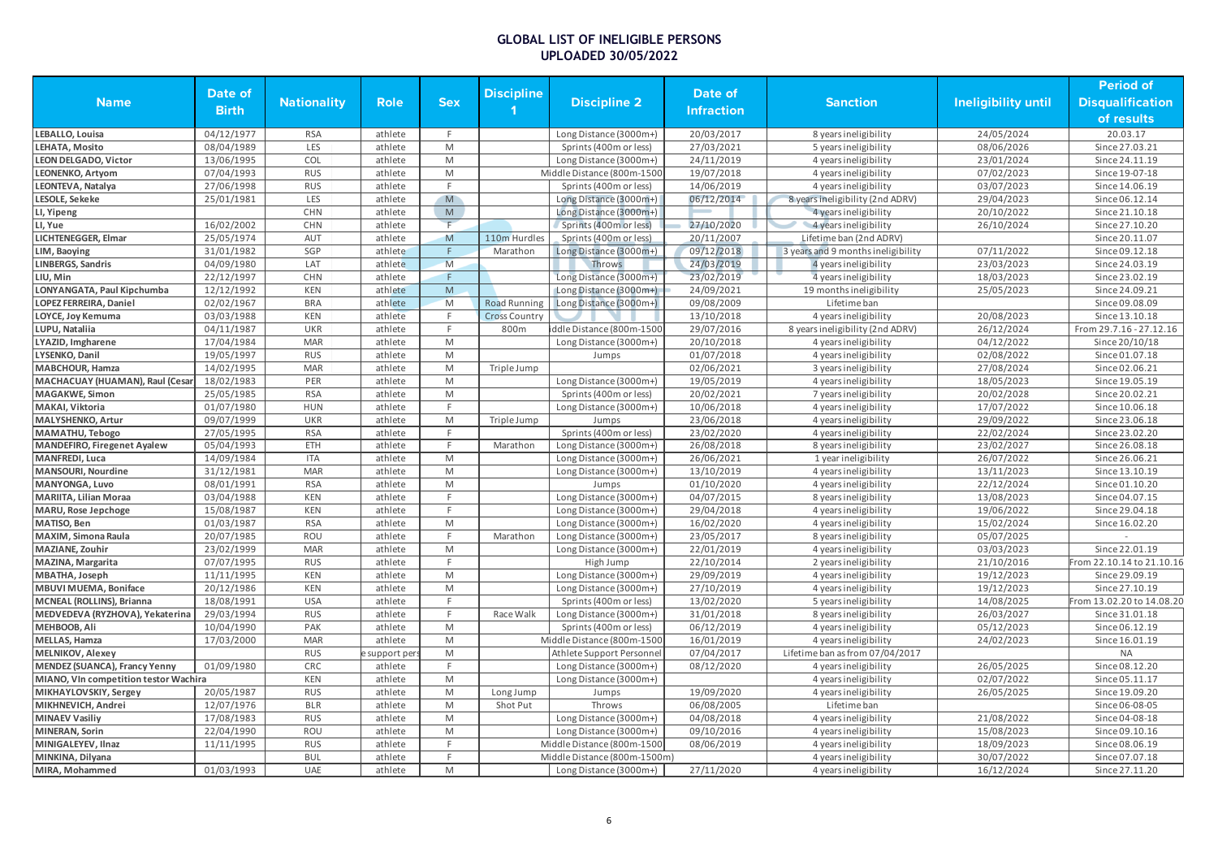# GLOBAL LIST OF INELIGIBLE PERSONS
## UPLOADED 30/05/2022

| Name | Date of Birth | Nationality | Role | Sex | Discipline 1 | Discipline 2 | Date of Infraction | Sanction | Ineligibility until | Period of Disqualification of results |
|---|---|---|---|---|---|---|---|---|---|---|
| LEBALLO, Louisa | 04/12/1977 | RSA | athlete | F | | Long Distance (3000m+) | 20/03/2017 | 8 years ineligibility | 24/05/2024 | 20.03.17 |
| LEHATA, Mosito | 08/04/1989 | LES | athlete | M | | Sprints (400m or less) | 27/03/2021 | 5 years ineligibility | 08/06/2026 | Since 27.03.21 |
| LEON DELGADO, Victor | 13/06/1995 | COL | athlete | M | | Long Distance (3000m+) | 24/11/2019 | 4 years ineligibility | 23/01/2024 | Since 24.11.19 |
| LEONENKO, Artyom | 07/04/1993 | RUS | athlete | M | | Middle Distance (800m-1500 | 19/07/2018 | 4 years ineligibility | 07/02/2023 | Since 19-07-18 |
| LEONTEVA, Natalya | 27/06/1998 | RUS | athlete | F | | Sprints (400m or less) | 14/06/2019 | 4 years ineligibility | 03/07/2023 | Since 14.06.19 |
| LESOLE, Sekeke | 25/01/1981 | LES | athlete | M | | Long Distance (3000m+) | 06/12/2014 | 8 years ineligibility (2nd ADRV) | 29/04/2023 | Since 06.12.14 |
| LI, Yipeng | | CHN | athlete | M | | Long Distance (3000m+) | | 4 years ineligibility | 20/10/2022 | Since 21.10.18 |
| LI, Yue | 16/02/2002 | CHN | athlete | F | | Sprints (400m or less) | 27/10/2020 | 4 years ineligibility | 26/10/2024 | Since 27.10.20 |
| LICHTENEGGER, Elmar | 25/05/1974 | AUT | athlete | M | 110m Hurdles | Sprints (400m or less) | 20/11/2007 | Lifetime ban (2nd ADRV) | | Since 20.11.07 |
| LIM, Baoying | 31/01/1982 | SGP | athlete | F | Marathon | Long Distance (3000m+) | 09/12/2018 | 3 years and 9 months ineligibility | 07/11/2022 | Since 09.12.18 |
| LINBERGS, Sandris | 04/09/1980 | LAT | athlete | M | | Throws | 24/03/2019 | 4 years ineligibility | 23/03/2023 | Since 24.03.19 |
| LIU, Min | 22/12/1997 | CHN | athlete | F | | Long Distance (3000m+) | 23/02/2019 | 4 years ineligibility | 18/03/2023 | Since 23.02.19 |
| LONYANGATA, Paul Kipchumba | 12/12/1992 | KEN | athlete | M | | Long Distance (3000m+) | 24/09/2021 | 19 months ineligibility | 25/05/2023 | Since 24.09.21 |
| LOPEZ FERREIRA, Daniel | 02/02/1967 | BRA | athlete | M | Road Running | Long Distance (3000m+) | 09/08/2009 | Lifetime ban | | Since 09.08.09 |
| LOYCE, Joy Kemuma | 03/03/1988 | KEN | athlete | F | Cross Country | | 13/10/2018 | 4 years ineligibility | 20/08/2023 | Since 13.10.18 |
| LUPU, Nataliia | 04/11/1987 | UKR | athlete | F | 800m | iddle Distance (800m-1500 | 29/07/2016 | 8 years ineligibility (2nd ADRV) | 26/12/2024 | From 29.7.16 - 27.12.16 |
| LYAZID, Imgharene | 17/04/1984 | MAR | athlete | M | | Long Distance (3000m+) | 20/10/2018 | 4 years ineligibility | 04/12/2022 | Since 20/10/18 |
| LYSENKO, Danil | 19/05/1997 | RUS | athlete | M | | Jumps | 01/07/2018 | 4 years ineligibility | 02/08/2022 | Since 01.07.18 |
| MABCHOUR, Hamza | 14/02/1995 | MAR | athlete | M | Triple Jump | | 02/06/2021 | 3 years ineligibility | 27/08/2024 | Since 02.06.21 |
| MACHACUAY (HUAMAN), Raul (Cesar | 18/02/1983 | PER | athlete | M | | Long Distance (3000m+) | 19/05/2019 | 4 years ineligibility | 18/05/2023 | Since 19.05.19 |
| MAGAKWE, Simon | 25/05/1985 | RSA | athlete | M | | Sprints (400m or less) | 20/02/2021 | 7 years ineligibility | 20/02/2028 | Since 20.02.21 |
| MAKAI, Viktoria | 01/07/1980 | HUN | athlete | F | | Long Distance (3000m+) | 10/06/2018 | 4 years ineligibility | 17/07/2022 | Since 10.06.18 |
| MALYSHENKO, Artur | 09/07/1999 | UKR | athlete | M | Triple Jump | Jumps | 23/06/2018 | 4 years ineligibility | 29/09/2022 | Since 23.06.18 |
| MAMATHU, Tebogo | 27/05/1995 | RSA | athlete | F | | Sprints (400m or less) | 23/02/2020 | 4 years ineligibility | 22/02/2024 | Since 23.02.20 |
| MANDEFIRO, Firegenet Ayalew | 05/04/1993 | ETH | athlete | F | Marathon | Long Distance (3000m+) | 26/08/2018 | 8 years ineligibility | 23/02/2027 | Since 26.08.18 |
| MANFREDI, Luca | 14/09/1984 | ITA | athlete | M | | Long Distance (3000m+) | 26/06/2021 | 1 year ineligibility | 26/07/2022 | Since 26.06.21 |
| MANSOURI, Nourdine | 31/12/1981 | MAR | athlete | M | | Long Distance (3000m+) | 13/10/2019 | 4 years ineligibility | 13/11/2023 | Since 13.10.19 |
| MANYONGA, Luvo | 08/01/1991 | RSA | athlete | M | | Jumps | 01/10/2020 | 4 years ineligibility | 22/12/2024 | Since 01.10.20 |
| MARIITA, Lilian Moraa | 03/04/1988 | KEN | athlete | F | | Long Distance (3000m+) | 04/07/2015 | 8 years ineligibility | 13/08/2023 | Since 04.07.15 |
| MARU, Rose Jepchoge | 15/08/1987 | KEN | athlete | F | | Long Distance (3000m+) | 29/04/2018 | 4 years ineligibility | 19/06/2022 | Since 29.04.18 |
| MATISO, Ben | 01/03/1987 | RSA | athlete | M | | Long Distance (3000m+) | 16/02/2020 | 4 years ineligibility | 15/02/2024 | Since 16.02.20 |
| MAXIM, Simona Raula | 20/07/1985 | ROU | athlete | F | Marathon | Long Distance (3000m+) | 23/05/2017 | 8 years ineligibility | 05/07/2025 | - |
| MAZIANE, Zouhir | 23/02/1999 | MAR | athlete | M | | Long Distance (3000m+) | 22/01/2019 | 4 years ineligibility | 03/03/2023 | Since 22.01.19 |
| MAZINA, Margarita | 07/07/1995 | RUS | athlete | F | | High Jump | 22/10/2014 | 2 years ineligibility | 21/10/2016 | From 22.10.14 to 21.10.16 |
| MBATHA, Joseph | 11/11/1995 | KEN | athlete | M | | Long Distance (3000m+) | 29/09/2019 | 4 years ineligibility | 19/12/2023 | Since 29.09.19 |
| MBUVI MUEMA, Boniface | 20/12/1986 | KEN | athlete | M | | Long Distance (3000m+) | 27/10/2019 | 4 years ineligibility | 19/12/2023 | Since 27.10.19 |
| MCNEAL (ROLLINS), Brianna | 18/08/1991 | USA | athlete | F | | Sprints (400m or less) | 13/02/2020 | 5 years ineligibility | 14/08/2025 | From 13.02.20 to 14.08.20 |
| MEDVEDEVA (RYZHOVA), Yekaterina | 29/03/1994 | RUS | athlete | F | Race Walk | Long Distance (3000m+) | 31/01/2018 | 8 years ineligibility | 26/03/2027 | Since 31.01.18 |
| MEHBOOB, Ali | 10/04/1990 | PAK | athlete | M | | Sprints (400m or less) | 06/12/2019 | 4 years ineligibility | 05/12/2023 | Since 06.12.19 |
| MELLAS, Hamza | 17/03/2000 | MAR | athlete | M | | Middle Distance (800m-1500 | 16/01/2019 | 4 years ineligibility | 24/02/2023 | Since 16.01.19 |
| MELNIKOV, Alexey | | RUS | e support pers | M | | Athlete Support Personnel | 07/04/2017 | Lifetime ban as from 07/04/2017 | | NA |
| MENDEZ (SUANCA), Francy Yenny | 01/09/1980 | CRC | athlete | F | | Long Distance (3000m+) | 08/12/2020 | 4 years ineligibility | 26/05/2025 | Since 08.12.20 |
| MIANO, Vin competition testor Wachira | | KEN | athlete | M | | Long Distance (3000m+) | | 4 years ineligibility | 02/07/2022 | Since 05.11.17 |
| MIKHAYLOVSKIY, Sergey | 20/05/1987 | RUS | athlete | M | Long Jump | Jumps | 19/09/2020 | 4 years ineligibility | 26/05/2025 | Since 19.09.20 |
| MIKHNEVICH, Andrei | 12/07/1976 | BLR | athlete | M | Shot Put | Throws | 06/08/2005 | Lifetime ban | | Since 06-08-05 |
| MINAEV Vasiliy | 17/08/1983 | RUS | athlete | M | | Long Distance (3000m+) | 04/08/2018 | 4 years ineligibility | 21/08/2022 | Since 04-08-18 |
| MINERAN, Sorin | 22/04/1990 | ROU | athlete | M | | Long Distance (3000m+) | 09/10/2016 | 4 years ineligibility | 15/08/2023 | Since 09.10.16 |
| MINIGALEYEV, Ilnaz | 11/11/1995 | RUS | athlete | F | | Middle Distance (800m-1500 | 08/06/2019 | 4 years ineligibility | 18/09/2023 | Since 08.06.19 |
| MINKINA, Dilyana | | BUL | athlete | F | | Middle Distance (800m-1500m) | | 4 years ineligibility | 30/07/2022 | Since 07.07.18 |
| MIRA, Mohammed | 01/03/1993 | UAE | athlete | M | | Long Distance (3000m+) | 27/11/2020 | 4 years ineligibility | 16/12/2024 | Since 27.11.20 |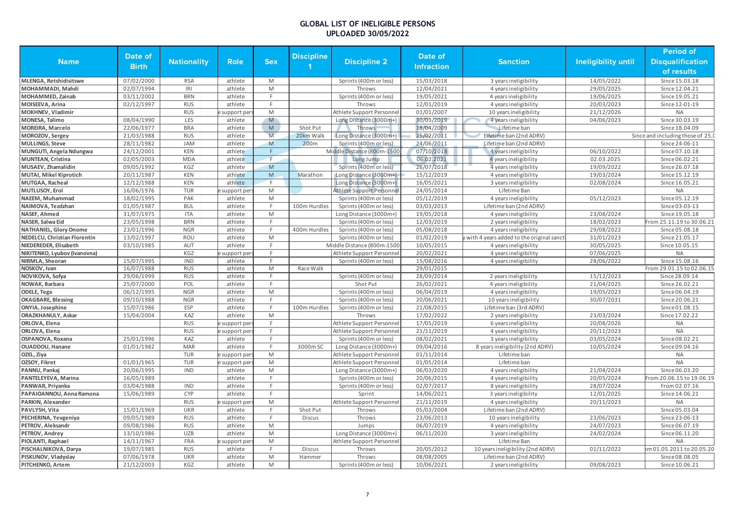## GLOBAL LIST OF INELIGIBLE PERSONS
## UPLOADED 30/05/2022

| Name | Date of Birth | Nationality | Role | Sex | Discipline 1 | Discipline 2 | Date of Infraction | Sanction | Ineligibility until | Period of Disqualification of results |
|---|---|---|---|---|---|---|---|---|---|---|
| MLENGA, Retshidisitswe | 07/02/2000 | RSA | athlete | M | | Sprints (400m or less) | 15/03/2018 | 3 years ineligibility | 14/05/2022 | Since 15.03.18 |
| MOHAMMADI, Mahdi | 02/07/1994 | IRI | athlete | M | | Throws | 12/04/2021 | 4 years ineligibility | 29/05/2025 | Since 12.04.21 |
| MOHAMMED, Zainab | 03/11/2002 | BRN | athlete | F | | Sprints (400m or less) | 19/05/2021 | 4 years ineligibility | 19/06/2025 | Since 19.05.21 |
| MOISEEVA, Arina | 02/12/1997 | RUS | athlete | F | | Throws | 12/01/2019 | 4 years ineligibility | 20/03/2023 | Since 12-01-19 |
| MOKHNEV, Vladimir | | RUS | e support pers | M | | Athlete Support Personnel | 01/01/2007 | 10 years ineligibility | 21/12/2026 | NA |
| MONESA, Talimo | 08/04/1990 | LES | athlete | M | | Long Distance (3000m+) | 30/03/2019 | 4 years ineligibility | 04/06/2023 | Since 30.03.19 |
| MOREIRA, Marcelo | 22/06/1977 | BRA | athlete | M | Shot Put | Throws | 18/04/2009 | Lifetime ban | | Since 18.04.09 |
| MOROZOV, Sergey | 21/03/1988 | RUS | athlete | M | 20km Walk | Long Distance (3000m+) | 25/02/2011 | Lifetime ban (2nd ADRV) | | Since and including those of 25.0 |
| MULLINGS, Steve | 28/11/1982 | JAM | athlete | M | 200m | Sprints (400m or less) | 24/06/2011 | Lifetime ban (2nd ADRV) | | Since 24-06-11 |
| MUNGUTI, Angela Ndungwa | 24/12/2001 | KEN | athlete | F | | Middle Distance (800m-1500 | 07/10/2018 | 4 years ineligibility | 06/10/2022 | Since 07.10.18 |
| MUNTEAN, Cristina | 02/05/2003 | MDA | athlete | F | | Long Jump | 06.02.2021 | 4 years ineligibility | 02.03.2025 | Since 06.02.21 |
| MUSAEV, Zhamalidin | 09/05/1992 | KGZ | athlete | M | | Sprints (400m or less) | 26/07/2018 | 4 years ineligibility | 19/09/2022 | Since 26.07.18 |
| MUTAI, Mikel Kiprotich | 20/11/1987 | KEN | athlete | M | Marathon | Long Distance (3000m+) | 15/12/2019 | 4 years ineligibility | 19/03/2024 | Since 15.12.19 |
| MUTGAA, Racheal | 12/12/1988 | KEN | athlete | F | | Long Distance (3000m+) | 16/05/2021 | 3 years ineligibility | 02/08/2024 | Since 16.05.21 |
| MUTLUSOY, Erol | 16/06/1976 | TUR | e support pers | M | | Athlete Support Personnel | 24/05/2014 | Lifetime Ban | | NA |
| NAEEM, Muhammad | 18/02/1995 | PAK | athlete | M | | Sprints (400m or less) | 05/12/2019 | 4 years ineligibility | 05/12/2023 | Since 05.12.19 |
| NAIMOVA, Tezdzhan | 01/05/1987 | BUL | athlete | F | 100m Hurdles | Sprints (400m or less) | 03/03/2013 | Lifetime ban (2nd ADRV) | | Since 03-03-13 |
| NASEF, Ahmed | 31/07/1975 | ITA | athlete | M | | Long Distance (3000m+) | 19/05/2018 | 4 years ineligibility | 23/08/2024 | Since 19.05.18 |
| NASER, Salwa Eid | 23/05/1998 | BRN | athlete | F | | Sprints (400m or less) | 12/03/2019 | 2 years ineligibility | 18/02/2023 | From 25.11.19 to 30.06.21 |
| NATHANIEL, Glory Onome | 23/01/1996 | NGR | athlete | F | 400m Hurdles | Sprints (400m or less) | 05/08/2018 | 4 years ineligibility | 29/08/2022 | Since 05.08.18 |
| NEDELCU, Christian Florentin | 13/02/1997 | ROU | athlete | M | | Sprints (400m or less) | 01/02/2019 | y with 4 years added to the original sancti | 31/01/2023 | Since 21.05.17 |
| NIEDEREDER, Elisabeth | 03/10/1985 | AUT | athlete | F | | Middle Distance (800m-1500 | 10/05/2015 | 4 years ineligibility | 30/05/2025 | Since 10.05.15 |
| NIKITENKO, Lyubov (Ivanovna) | | KGZ | e support pers | F | | Athlete Support Personnel | 20/02/2021 | 4 years ineligibility | 07/06/2025 | NA |
| NIRMLA, Sheoran | 15/07/1995 | IND | athlete | F | | Sprints (400m or less) | 15/08/2016 | 4 years ineligibility | 28/06/2022 | Since 15.08.16 |
| NOSKOV, Ivan | 16/07/1988 | RUS | athlete | M | Race Walk | | 29/01/2015 | | | From 29.01.15 to 02.06.15 |
| NOVIKOVA, Sofya | 29/06/1999 | RUS | athlete | F | | Sprints (400m or less) | 28/09/2014 | 2 years ineligibility | 15/12/2023 | Since 28.09.14 |
| NOWAK, Barbara | 25/07/2000 | POL | athlete | F | | Shot Put | 26/02/2021 | 4 years ineligibility | 21/04/2025 | Since 26.02.21 |
| ODELE, Tega | 06/12/1995 | NGR | athlete | M | | Sprints (400m or less) | 06/04/2019 | 4 years ineligibility | 19/05/2023 | Since 06.04.19 |
| OKAGBARE, Blessing | 09/10/1988 | NGR | athlete | F | | Sprints (400m or less) | 20/06/2021 | 10 years ineligibility | 30/07/2031 | Since 20.06.21 |
| ONYIA, Josephine | 15/07/1986 | ESP | athlete | F | 100m Hurdles | Sprints (400m or less) | 21/08/2015 | Lifetime ban (3rd ADRV) | | Since 01.08.15 |
| ORAZKHANULY, Askar | 15/04/2004 | KAZ | athlete | M | | Throws | 17/02/2022 | 2 years ineligibility | 23/03/2024 | Since 17.02.22 |
| ORLOVA, Elena | | RUS | e support pers | F | | Athlete Support Personnel | 17/05/2019 | 6 years ineligibility | 20/08/2026 | NA |
| ORLOVA, Elena | | RUS | e support pers | F | | Athlete Support Personnel | 21/11/2019 | 4 years ineligibility | 20/11/2023 | NA |
| OSPANOVA, Roxana | 25/01/1996 | KAZ | athlete | F | | Sprints (400m or less) | 08/02/2021 | 3 years ineligibility | 03/05/2024 | Since 08.02.21 |
| OUADDOU, Hanane | 01/01/1982 | MAR | athlete | F | 3000m SC | Long Distance (3000m+) | 09/04/2016 | 8 years ineligibility (2nd ADRV) | 10/05/2024 | Since 09.04.16 |
| OZEL, Ziya | | TUR | e support pers | M | | Athlete Support Personnel | 01/11/2014 | Lifetime ban | | NA |
| OZSOY, Fikret | 01/01/1965 | TUR | e support pers | M | | Athlete Support Personnel | 01/05/2014 | Lifetime ban | | NA |
| PANNU, Pankaj | 20/06/1995 | IND | athlete | M | | Long Distance (3000m+) | 06/03/2020 | 4 years ineligibility | 21/04/2024 | Since 06.03.20 |
| PANTELEYEVA, Marina | 16/05/1989 | | athlete | F | | Sprints (400m or less) | 20/06/2015 | 4 years ineligibility | 20/05/2024 | From 20.06.15 to 19.06.19 |
| PANWAR, Priyanka | 03/04/1988 | IND | athlete | F | | Sprints (400m or less) | 02/07/2017 | 8 years ineligibility | 28/07/2024 | From 02.07.16 |
| PAPAIOANNOU, Anna Ramona | 15/06/1989 | CYP | athlete | F | | Sprint | 14/06/2021 | 3 years ineligibility | 12/01/2025 | Since 14.06.21 |
| PARKIN, Alexander | | RUS | e support pers | M | | Athlete Support Personnel | 21/11/2019 | 4 years ineligibility | 20/11/2023 | NA |
| PAVLYSH, Vita | 15/01/1969 | UKR | athlete | F | Shot Put | Throws | 05/03/2004 | Lifetime ban (2nd ADRV) | | Since 05.03.04 |
| PECHERINA, Yevgeniya | 09/05/1989 | RUS | athlete | F | Discus | Throws | 23/06/2013 | 10 years ineligibility | 23/06/2023 | Since 23-06-13 |
| PETROV, Aleksandr | 09/08/1986 | RUS | athlete | M | | Jumps | 06/07/2019 | 4 years ineligibility | 24/07/2023 | Since 06.07.19 |
| PETROV, Andrey | 13/10/1986 | UZB | athlete | M | | Long Distance (3000m+) | 06/11/2020 | 3 years ineligibility | 24/02/2024 | Since 06.11.20 |
| PIOLANTI, Raphael | 14/11/1967 | FRA | e support pers | M | | Athlete Support Personnel | | Lifetime Ban | | NA |
| PISCHALNIKOVA, Darya | 19/07/1985 | RUS | athlete | F | Discus | Throws | 20/05/2012 | 10 years ineligibility (2nd ADRV) | 01/11/2022 | om 01.05.2011 to 20.05.20 |
| PISKUNOV, Vladyslav | 07/06/1978 | UKR | athlete | M | Hammer | Throws | 08/08/2005 | Lifetime ban (2nd ADRV) | | Since 08.08.05 |
| PITCHENKO, Artem | 21/12/2003 | KGZ | athlete | M | | Sprints (400m or less) | 10/06/2021 | 2 years ineligibility | 09/08/2023 | Since 10.06.21 |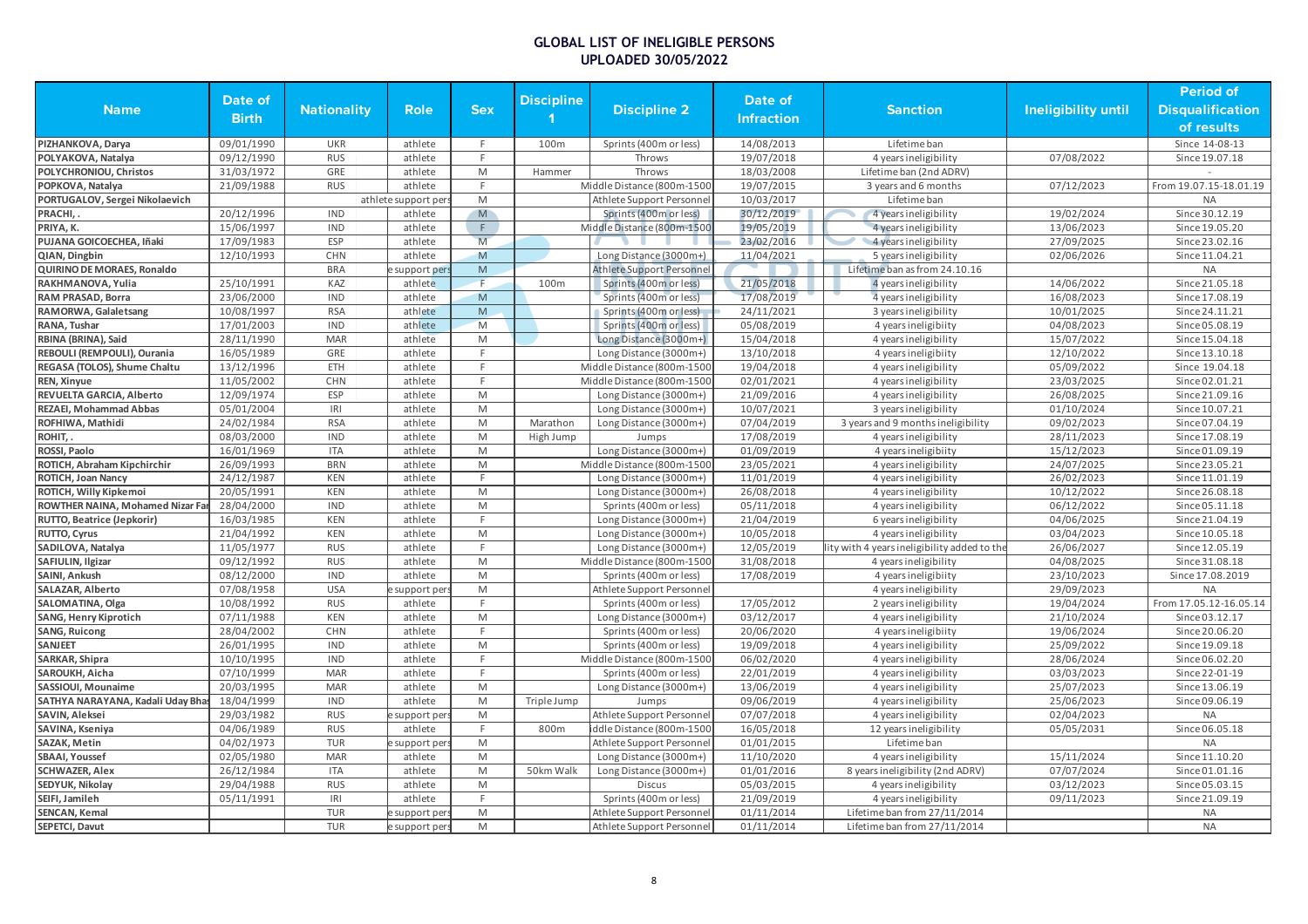# GLOBAL LIST OF INELIGIBLE PERSONS
## UPLOADED 30/05/2022

| Name | Date of Birth | Nationality | Role | Sex | Discipline 1 | Discipline 2 | Date of Infraction | Sanction | Ineligibility until | Period of Disqualification of results |
|---|---|---|---|---|---|---|---|---|---|---|
| PIZHANKOVA, Darya | 09/01/1990 | UKR | athlete | F | 100m | Sprints (400m or less) | 14/08/2013 | Lifetime ban | | Since 14-08-13 |
| POLYAKOVA, Natalya | 09/12/1990 | RUS | athlete | F | | Throws | 19/07/2018 | 4 years ineligibility | 07/08/2022 | Since 19.07.18 |
| POLYCHRONIOU, Christos | 31/03/1972 | GRE | athlete | M | Hammer | Throws | 18/03/2008 | Lifetime ban (2nd ADRV) | | - |
| POPKOVA, Natalya | 21/09/1988 | RUS | athlete | F | | Middle Distance (800m-1500 | 19/07/2015 | 3 years and 6 months | 07/12/2023 | From 19.07.15-18.01.19 |
| PORTUGALOV, Sergei Nikolaevich | | | athlete support pers | M | | Athlete Support Personnel | 10/03/2017 | Lifetime ban | | NA |
| PRACHI, . | 20/12/1996 | IND | athlete | M | | Sprints (400m or less) | 30/12/2019 | 4 years ineligibility | 19/02/2024 | Since 30.12.19 |
| PRIYA, K. | 15/06/1997 | IND | athlete | F | | Middle Distance (800m-1500 | 19/05/2019 | 4 years ineligibility | 13/06/2023 | Since 19.05.20 |
| PUJANA GOICOECHEA, Iñaki | 17/09/1983 | ESP | athlete | M | | Long Distance (3000m+) | 23/02/2016 | 4 years ineligibility | 27/09/2025 | Since 23.02.16 |
| QIAN, Dingbin | 12/10/1993 | CHN | athlete | M | | Long Distance (3000m+) | 11/04/2021 | 5 years ineligibility | 02/06/2026 | Since 11.04.21 |
| QUIRINO DE MORAES, Ronaldo | | BRA | e support pers | M | | Athlete Support Personnel | | Lifetime ban as from 24.10.16 | | NA |
| RAKHMANOVA, Yulia | 25/10/1991 | KAZ | athlete | F | 100m | Sprints (400m or less) | 21/05/2018 | 4 years ineligibility | 14/06/2022 | Since 21.05.18 |
| RAM PRASAD, Borra | 23/06/2000 | IND | athlete | M | | Sprints (400m or less) | 17/08/2019 | 4 years ineligibility | 16/08/2023 | Since 17.08.19 |
| RAMORWA, Galaletsang | 10/08/1997 | RSA | athlete | M | | Sprints (400m or less) | 24/11/2021 | 3 years ineligibility | 10/01/2025 | Since 24.11.21 |
| RANA, Tushar | 17/01/2003 | IND | athlete | M | | Sprints (400m or less) | 05/08/2019 | 4 years ineligibiity | 04/08/2023 | Since 05.08.19 |
| RBINA (BRINA), Said | 28/11/1990 | MAR | athlete | M | | Long Distance (3000m+) | 15/04/2018 | 4 years ineligibility | 15/07/2022 | Since 15.04.18 |
| REBOULI (REMPOULI), Ourania | 16/05/1989 | GRE | athlete | F | | Long Distance (3000m+) | 13/10/2018 | 4 years ineligibiity | 12/10/2022 | Since 13.10.18 |
| REGASA (TOLOS), Shume Chaltu | 13/12/1996 | ETH | athlete | F | | Middle Distance (800m-1500 | 19/04/2018 | 4 years ineligibility | 05/09/2022 | Since 19.04.18 |
| REN, Xinyue | 11/05/2002 | CHN | athlete | F | | Middle Distance (800m-1500 | 02/01/2021 | 4 years ineligibility | 23/03/2025 | Since 02.01.21 |
| REVUELTA GARCIA, Alberto | 12/09/1974 | ESP | athlete | M | | Long Distance (3000m+) | 21/09/2016 | 4 years ineligibility | 26/08/2025 | Since 21.09.16 |
| REZAEI, Mohammad Abbas | 05/01/2004 | IRI | athlete | M | | Long Distance (3000m+) | 10/07/2021 | 3 years ineligibility | 01/10/2024 | Since 10.07.21 |
| ROFHIWA, Mathidi | 24/02/1984 | RSA | athlete | M | Marathon | Long Distance (3000m+) | 07/04/2019 | 3 years and 9 months ineligibility | 09/02/2023 | Since 07.04.19 |
| ROHIT, . | 08/03/2000 | IND | athlete | M | High Jump | Jumps | 17/08/2019 | 4 years ineligibility | 28/11/2023 | Since 17.08.19 |
| ROSSI, Paolo | 16/01/1969 | ITA | athlete | M | | Long Distance (3000m+) | 01/09/2019 | 4 years ineligibiity | 15/12/2023 | Since 01.09.19 |
| ROTICH, Abraham Kipchirchir | 26/09/1993 | BRN | athlete | M | | Middle Distance (800m-1500 | 23/05/2021 | 4 years ineligibility | 24/07/2025 | Since 23.05.21 |
| ROTICH, Joan Nancy | 24/12/1987 | KEN | athlete | F | | Long Distance (3000m+) | 11/01/2019 | 4 years ineligibility | 26/02/2023 | Since 11.01.19 |
| ROTICH, Willy Kipkemoi | 20/05/1991 | KEN | athlete | M | | Long Distance (3000m+) | 26/08/2018 | 4 years ineligibility | 10/12/2022 | Since 26.08.18 |
| ROWTHER NAINA, Mohamed Nizar Fa | 28/04/2000 | IND | athlete | M | | Sprints (400m or less) | 05/11/2018 | 4 years ineligibility | 06/12/2022 | Since 05.11.18 |
| RUTTO, Beatrice (Jepkorir) | 16/03/1985 | KEN | athlete | F | | Long Distance (3000m+) | 21/04/2019 | 6 years ineligibility | 04/06/2025 | Since 21.04.19 |
| RUTTO, Cyrus | 21/04/1992 | KEN | athlete | M | | Long Distance (3000m+) | 10/05/2018 | 4 years ineligibility | 03/04/2023 | Since 10.05.18 |
| SADILOVA, Natalya | 11/05/1977 | RUS | athlete | F | | Long Distance (3000m+) | 12/05/2019 | ity with 4 years ineligibility added to the | 26/06/2027 | Since 12.05.19 |
| SAFIULIN, Ilgizar | 09/12/1992 | RUS | athlete | M | | Middle Distance (800m-1500 | 31/08/2018 | 4 years ineligibility | 04/08/2025 | Since 31.08.18 |
| SAINI, Ankush | 08/12/2000 | IND | athlete | M | | Sprints (400m or less) | 17/08/2019 | 4 years ineligibiity | 23/10/2023 | Since 17.08.2019 |
| SALAZAR, Alberto | 07/08/1958 | USA | e support pers | M | | Athlete Support Personnel | | 4 years ineligibility | 29/09/2023 | NA |
| SALOMATINA, Olga | 10/08/1992 | RUS | athlete | F | | Sprints (400m or less) | 17/05/2012 | 2 years ineligibility | 19/04/2024 | From 17.05.12-16.05.14 |
| SANG, Henry Kiprotich | 07/11/1988 | KEN | athlete | M | | Long Distance (3000m+) | 03/12/2017 | 4 years ineligibility | 21/10/2024 | Since 03.12.17 |
| SANG, Ruicong | 28/04/2002 | CHN | athlete | F | | Sprints (400m or less) | 20/06/2020 | 4 years ineligibiity | 19/06/2024 | Since 20.06.20 |
| SANJEET | 26/01/1995 | IND | athlete | M | | Sprints (400m or less) | 19/09/2018 | 4 years ineligibility | 25/09/2022 | Since 19.09.18 |
| SARKAR, Shipra | 10/10/1995 | IND | athlete | F | | Middle Distance (800m-1500 | 06/02/2020 | 4 years ineligibility | 28/06/2024 | Since 06.02.20 |
| SAROUKH, Aicha | 07/10/1999 | MAR | athlete | F | | Sprints (400m or less) | 22/01/2019 | 4 years ineligibility | 03/03/2023 | Since 22-01-19 |
| SASSIOUI, Mounaime | 20/03/1995 | MAR | athlete | M | | Long Distance (3000m+) | 13/06/2019 | 4 years ineligibility | 25/07/2023 | Since 13.06.19 |
| SATHYA NARAYANA, Kadali Uday Bha | 18/04/1999 | IND | athlete | M | Triple Jump | Jumps | 09/06/2019 | 4 years ineligibility | 25/06/2023 | Since 09.06.19 |
| SAVIN, Aleksei | 29/03/1982 | RUS | e support pers | M | | Athlete Support Personnel | 07/07/2018 | 4 years ineligibility | 02/04/2023 | NA |
| SAVINA, Kseniya | 04/06/1989 | RUS | athlete | F | 800m | iddle Distance (800m-1500 | 16/05/2018 | 12 years ineligibility | 05/05/2031 | Since 06.05.18 |
| SAZAK, Metin | 04/02/1973 | TUR | e support pers | M | | Athlete Support Personnel | 01/01/2015 | Lifetime ban | | NA |
| SBAAI, Youssef | 02/05/1980 | MAR | athlete | M | | Long Distance (3000m+) | 11/10/2020 | 4 years ineligibility | 15/11/2024 | Since 11.10.20 |
| SCHWAZER, Alex | 26/12/1984 | ITA | athlete | M | 50km Walk | Long Distance (3000m+) | 01/01/2016 | 8 years ineligibility (2nd ADRV) | 07/07/2024 | Since 01.01.16 |
| SEDYUK, Nikolay | 29/04/1988 | RUS | athlete | M | | Discus | 05/03/2015 | 4 years ineligibility | 03/12/2023 | Since 05.03.15 |
| SEIFI, Jamileh | 05/11/1991 | IRI | athlete | F | | Sprints (400m or less) | 21/09/2019 | 4 years ineligibility | 09/11/2023 | Since 21.09.19 |
| SENCAN, Kemal | | TUR | e support pers | M | | Athlete Support Personnel | 01/11/2014 | Lifetime ban from 27/11/2014 | | NA |
| SEPETCI, Davut | | TUR | e support pers | M | | Athlete Support Personnel | 01/11/2014 | Lifetime ban from 27/11/2014 | | NA |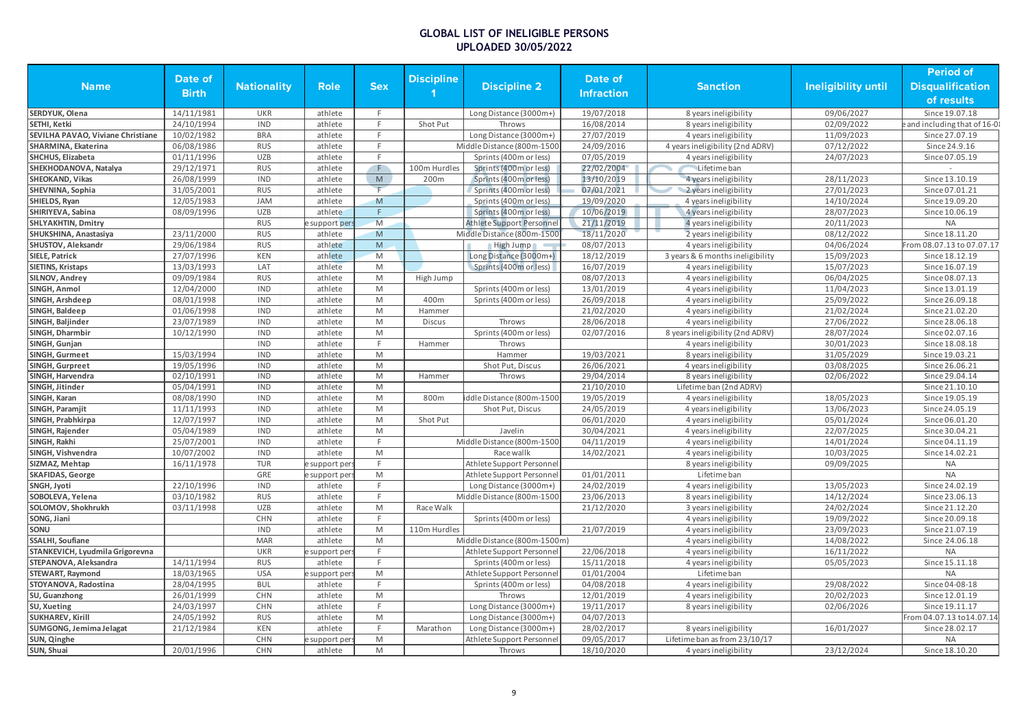## GLOBAL LIST OF INELIGIBLE PERSONS
## UPLOADED 30/05/2022

| Name | Date of Birth | Nationality | Role | Sex | Discipline 1 | Discipline 2 | Date of Infraction | Sanction | Ineligibility until | Period of Disqualification of results |
|---|---|---|---|---|---|---|---|---|---|---|
| SERDYUK, Olena | 14/11/1981 | UKR | athlete | F | | Long Distance (3000m+) | 19/07/2018 | 8 years ineligibility | 09/06/2027 | Since 19.07.18 |
| SETHI, Ketki | 24/10/1994 | IND | athlete | F | Shot Put | Throws | 16/08/2014 | 8 years ineligibility | 02/09/2022 | e and including that of 16-0 |
| SEVILHA PAVAO, Viviane Christiane | 10/02/1982 | BRA | athlete | F | | Long Distance (3000m+) | 27/07/2019 | 4 years ineligibility | 11/09/2023 | Since 27.07.19 |
| SHARMINA, Ekaterina | 06/08/1986 | RUS | athlete | F | | Middle Distance (800m-1500 | 24/09/2016 | 4 years ineligibility (2nd ADRV) | 07/12/2022 | Since 24.9.16 |
| SHCHUS, Elizabeta | 01/11/1996 | UZB | athlete | F | | Sprints (400m or less) | 07/05/2019 | 4 years ineligibility | 24/07/2023 | Since 07.05.19 |
| SHEKHODANOVA, Natalya | 29/12/1971 | RUS | athlete | F | 100m Hurdles | Sprints (400m or less) | 22/02/2004 | Lifetime ban | | - |
| SHEOKAND, Vikas | 26/08/1999 | IND | athlete | M | 200m | Sprints (400m or less) | 13/10/2019 | 4 years ineligibility | 28/11/2023 | Since 13.10.19 |
| SHEVNINA, Sophia | 31/05/2001 | RUS | athlete | F | | Sprints (400m or less) | 07/01/2021 | 2 years ineligibility | 27/01/2023 | Since 07.01.21 |
| SHIELDS, Ryan | 12/05/1983 | JAM | athlete | M | | Sprints (400m or less) | 19/09/2020 | 4 years ineligibility | 14/10/2024 | Since 19.09.20 |
| SHIRIYEVA, Sabina | 08/09/1996 | UZB | athlete | F | | Sprints (400m or less) | 10/06/2019 | 4 years ineligibility | 28/07/2023 | Since 10.06.19 |
| SHLYAKHTIN, Dmitry | | RUS | e support pers | M | | Athlete Support Personnel | 21/11/2019 | 4 years ineligibility | 20/11/2023 | NA |
| SHUKSHINA, Anastasiya | 23/11/2000 | RUS | athlete | M | | Middle Distance (800m-1500 | 18/11/2020 | 2 years ineligibility | 08/12/2022 | Since 18.11.20 |
| SHUSTOV, Aleksandr | 29/06/1984 | RUS | athlete | M | | High Jump | 08/07/2013 | 4 years ineligibility | 04/06/2024 | From 08.07.13 to 07.07.17 |
| SIELE, Patrick | 27/07/1996 | KEN | athlete | M | | Long Distance (3000m+) | 18/12/2019 | 3 years & 6 months ineligibility | 15/09/2023 | Since 18.12.19 |
| SIETINS, Kristaps | 13/03/1993 | LAT | athlete | M | | Sprints (400m or less) | 16/07/2019 | 4 years ineligibility | 15/07/2023 | Since 16.07.19 |
| SILNOV, Andrey | 09/09/1984 | RUS | athlete | M | High Jump | | 08/07/2013 | 4 years ineligibility | 06/04/2025 | Since 08.07.13 |
| SINGH, Anmol | 12/04/2000 | IND | athlete | M | | Sprints (400m or less) | 13/01/2019 | 4 years ineligibility | 11/04/2023 | Since 13.01.19 |
| SINGH, Arshdeep | 08/01/1998 | IND | athlete | M | 400m | Sprints (400m or less) | 26/09/2018 | 4 years ineligibility | 25/09/2022 | Since 26.09.18 |
| SINGH, Baldeep | 01/06/1998 | IND | athlete | M | Hammer | | 21/02/2020 | 4 years ineligibility | 21/02/2024 | Since 21.02.20 |
| SINGH, Baljinder | 23/07/1989 | IND | athlete | M | Discus | Throws | 28/06/2018 | 4 years ineligibility | 27/06/2022 | Since 28.06.18 |
| SINGH, Dharmbir | 10/12/1990 | IND | athlete | M | | Sprints (400m or less) | 02/07/2016 | 8 years ineligibility (2nd ADRV) | 28/07/2024 | Since 02.07.16 |
| SINGH, Gunjan | | IND | athlete | F | Hammer | Throws | | 4 years ineligibility | 30/01/2023 | Since 18.08.18 |
| SINGH, Gurmeet | 15/03/1994 | IND | athlete | M | | Hammer | 19/03/2021 | 8 years ineligibility | 31/05/2029 | Since 19.03.21 |
| SINGH, Gurpreet | 19/05/1996 | IND | athlete | M | | Shot Put, Discus | 26/06/2021 | 4 years ineligibility | 03/08/2025 | Since 26.06.21 |
| SINGH, Harvendra | 02/10/1991 | IND | athlete | M | Hammer | Throws | 29/04/2014 | 8 years ineligibility | 02/06/2022 | Since 29.04.14 |
| SINGH, Jitinder | 05/04/1991 | IND | athlete | M | | | 21/10/2010 | Lifetime ban (2nd ADRV) | | Since 21.10.10 |
| SINGH, Karan | 08/08/1990 | IND | athlete | M | 800m | iddle Distance (800m-1500 | 19/05/2019 | 4 years ineligibility | 18/05/2023 | Since 19.05.19 |
| SINGH, Paramjit | 11/11/1993 | IND | athlete | M | | Shot Put, Discus | 24/05/2019 | 4 years ineligibility | 13/06/2023 | Since 24.05.19 |
| SINGH, Prabhkirpa | 12/07/1997 | IND | athlete | M | Shot Put | | 06/01/2020 | 4 years ineligibility | 05/01/2024 | Since 06.01.20 |
| SINGH, Rajender | 05/04/1989 | IND | athlete | M | | Javelin | 30/04/2021 | 4 years ineligibility | 22/07/2025 | Since 30.04.21 |
| SINGH, Rakhi | 25/07/2001 | IND | athlete | F | | Middle Distance (800m-1500 | 04/11/2019 | 4 years ineligibility | 14/01/2024 | Since 04.11.19 |
| SINGH, Vishvendra | 10/07/2002 | IND | athlete | M | | Race wallk | 14/02/2021 | 4 years ineligibility | 10/03/2025 | Since 14.02.21 |
| SIZMAZ, Mehtap | 16/11/1978 | TUR | e support pers | F | | Athlete Support Personnel | | 8 years ineligibility | 09/09/2025 | NA |
| SKAFIDAS, George | | GRE | e support pers | M | | Athlete Support Personnel | 01/01/2011 | Lifetime ban | | NA |
| SNGH, Jyoti | 22/10/1996 | IND | athlete | F | | Long Distance (3000m+) | 24/02/2019 | 4 years ineligibility | 13/05/2023 | Since 24.02.19 |
| SOBOLEVA, Yelena | 03/10/1982 | RUS | athlete | F | | Middle Distance (800m-1500 | 23/06/2013 | 8 years ineligibility | 14/12/2024 | Since 23.06.13 |
| SOLOMOV, Shokhrukh | 03/11/1998 | UZB | athlete | M | Race Walk | | 21/12/2020 | 3 years ineligibility | 24/02/2024 | Since 21.12.20 |
| SONG, Jiani | | CHN | athlete | F | | Sprints (400m or less) | | 4 years ineligibility | 19/09/2022 | Since 20.09.18 |
| SONU | | IND | athlete | M | 110m Hurdles | | 21/07/2019 | 4 years ineligibility | 23/09/2023 | Since 21.07.19 |
| SSALHI, Soufiane | | MAR | athlete | M | | Middle Distance (800m-1500m) | | 4 years ineligibility | 14/08/2022 | Since 24.06.18 |
| STANKEVICH, Lyudmila Grigorevna | | UKR | e support pers | F | | Athlete Support Personnel | 22/06/2018 | 4 years ineligibility | 16/11/2022 | NA |
| STEPANOVA, Aleksandra | 14/11/1994 | RUS | athlete | F | | Sprints (400m or less) | 15/11/2018 | 4 years ineligibility | 05/05/2023 | Since 15.11.18 |
| STEWART, Raymond | 18/03/1965 | USA | e support pers | M | | Athlete Support Personnel | 01/01/2004 | Lifetime ban | | NA |
| STOYANOVA, Radostina | 28/04/1995 | BUL | athlete | F | | Sprints (400m or less) | 04/08/2018 | 4 years ineligibility | 29/08/2022 | Since 04-08-18 |
| SU, Guanzhong | 26/01/1999 | CHN | athlete | M | | Throws | 12/01/2019 | 4 years ineligibility | 20/02/2023 | Since 12.01.19 |
| SU, Xueting | 24/03/1997 | CHN | athlete | F | | Long Distance (3000m+) | 19/11/2017 | 8 years ineligibility | 02/06/2026 | Since 19.11.17 |
| SUKHAREV, Kirill | 24/05/1992 | RUS | athlete | M | | Long Distance (3000m+) | 04/07/2013 | | | From 04.07.13 to14.07.14 |
| SUMGONG, Jemima Jelagat | 21/12/1984 | KEN | athlete | F | Marathon | Long Distance (3000m+) | 28/02/2017 | 8 years ineligibility | 16/01/2027 | Since 28.02.17 |
| SUN, Qinghe | | CHN | e support pers | M | | Athlete Support Personnel | 09/05/2017 | Lifetime ban as from 23/10/17 | | NA |
| SUN, Shuai | 20/01/1996 | CHN | athlete | M | | Throws | 18/10/2020 | 4 years ineligibility | 23/12/2024 | Since 18.10.20 |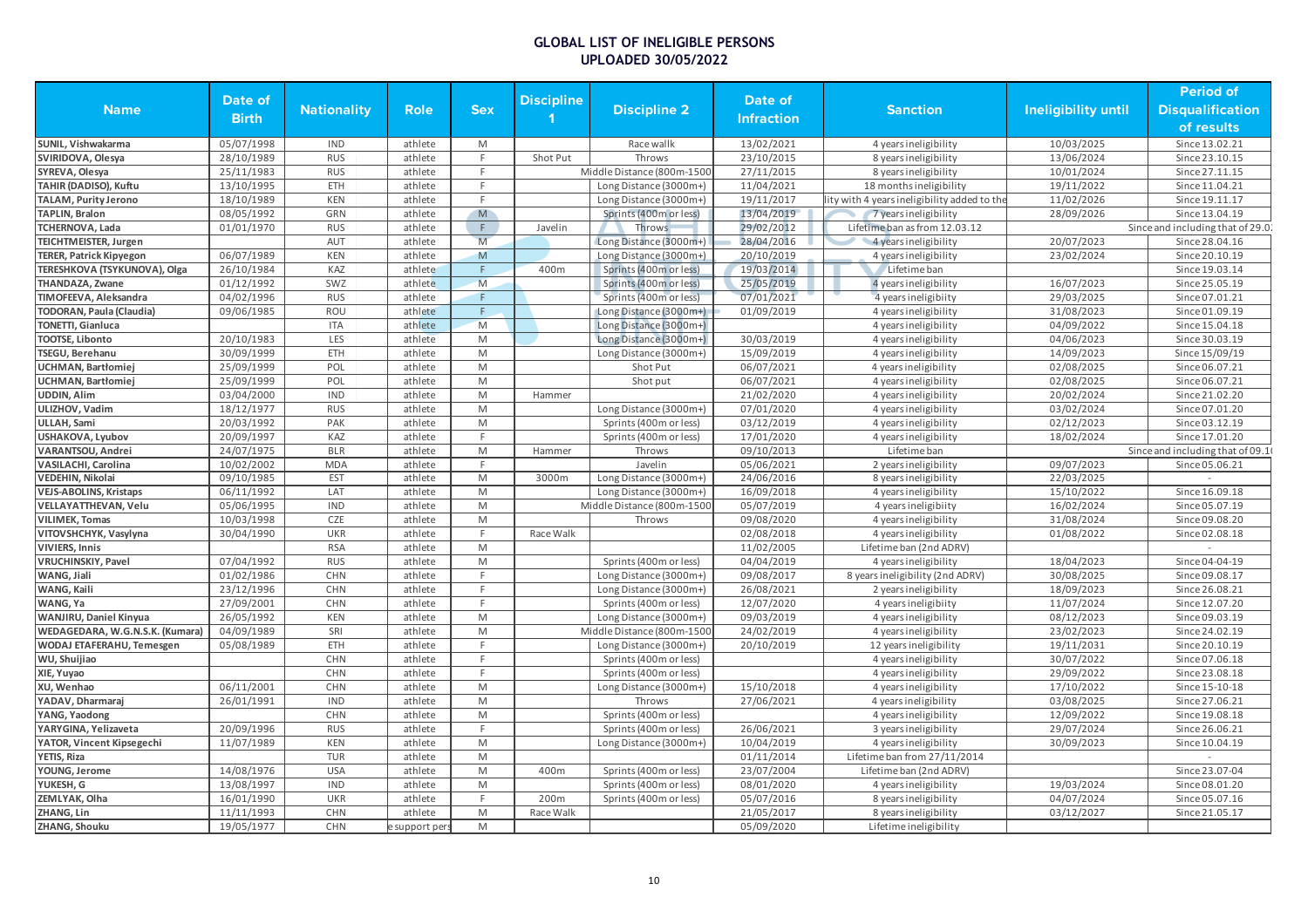# GLOBAL LIST OF INELIGIBLE PERSONS
## UPLOADED 30/05/2022

| Name | Date of Birth | Nationality | Role | Sex | Discipline 1 | Discipline 2 | Date of Infraction | Sanction | Ineligibility until | Period of Disqualification of results |
|---|---|---|---|---|---|---|---|---|---|---|
| SUNIL, Vishwakarma | 05/07/1998 | IND | athlete | M | | Race wallk | 13/02/2021 | 4 years ineligibility | 10/03/2025 | Since 13.02.21 |
| SVIRIDOVA, Olesya | 28/10/1989 | RUS | athlete | F | Shot Put | Throws | 23/10/2015 | 8 years ineligibility | 13/06/2024 | Since 23.10.15 |
| SYREVA, Olesya | 25/11/1983 | RUS | athlete | F | | Middle Distance (800m-1500 | 27/11/2015 | 8 years ineligibility | 10/01/2024 | Since 27.11.15 |
| TAHIR (DADISO), Kuftu | 13/10/1995 | ETH | athlete | F | | Long Distance (3000m+) | 11/04/2021 | 18 months ineligibility | 19/11/2022 | Since 11.04.21 |
| TALAM, Purity Jerono | 18/10/1989 | KEN | athlete | F | | Long Distance (3000m+) | 19/11/2017 | lity with 4 years ineligibility added to the | 11/02/2026 | Since 19.11.17 |
| TAPLIN, Bralon | 08/05/1992 | GRN | athlete | M | | Sprints (400m or less) | 13/04/2019 | 7 years ineligibility | 28/09/2026 | Since 13.04.19 |
| TCHERNOVA, Lada | 01/01/1970 | RUS | athlete | F | Javelin | Throws | 29/02/2012 | Lifetime ban as from 12.03.12 | | Since and including that of 29.0 |
| TEICHTMEISTER, Jurgen | | AUT | athlete | M | | Long Distance (3000m+) | 28/04/2016 | 4 years ineligibility | 20/07/2023 | Since 28.04.16 |
| TERER, Patrick Kipyegon | 06/07/1989 | KEN | athlete | M | | Long Distance (3000m+) | 20/10/2019 | 4 years ineligibility | 23/02/2024 | Since 20.10.19 |
| TERESHKOVA (TSYKUNOVA), Olga | 26/10/1984 | KAZ | athlete | F | 400m | Sprints (400m or less) | 19/03/2014 | Lifetime ban | | Since 19.03.14 |
| THANDAZA, Zwane | 01/12/1992 | SWZ | athlete | M | | Sprints (400m or less) | 25/05/2019 | 4 years ineligibility | 16/07/2023 | Since 25.05.19 |
| TIMOFEEVA, Aleksandra | 04/02/1996 | RUS | athlete | F | | Sprints (400m or less) | 07/01/2021 | 4 years ineligibiity | 29/03/2025 | Since 07.01.21 |
| TODORAN, Paula (Claudia) | 09/06/1985 | ROU | athlete | F | | Long Distance (3000m+) | 01/09/2019 | 4 years ineligibility | 31/08/2023 | Since 01.09.19 |
| TONETTI, Gianluca | | ITA | athlete | M | | Long Distance (3000m+) | | 4 years ineligibility | 04/09/2022 | Since 15.04.18 |
| TOOTSE, Libonto | 20/10/1983 | LES | athlete | M | | Long Distance (3000m+) | 30/03/2019 | 4 years ineligibility | 04/06/2023 | Since 30.03.19 |
| TSEGU, Berehanu | 30/09/1999 | ETH | athlete | M | | Long Distance (3000m+) | 15/09/2019 | 4 years ineligibility | 14/09/2023 | Since 15/09/19 |
| UCHMAN, Bartłomiej | 25/09/1999 | POL | athlete | M | | Shot Put | 06/07/2021 | 4 years ineligibility | 02/08/2025 | Since 06.07.21 |
| UCHMAN, Bartłomiej | 25/09/1999 | POL | athlete | M | | Shot put | 06/07/2021 | 4 years ineligibility | 02/08/2025 | Since 06.07.21 |
| UDDIN, Alim | 03/04/2000 | IND | athlete | M | Hammer | | 21/02/2020 | 4 years ineligibility | 20/02/2024 | Since 21.02.20 |
| ULIZHOV, Vadim | 18/12/1977 | RUS | athlete | M | | Long Distance (3000m+) | 07/01/2020 | 4 years ineligibility | 03/02/2024 | Since 07.01.20 |
| ULLAH, Sami | 20/03/1992 | PAK | athlete | M | | Sprints (400m or less) | 03/12/2019 | 4 years ineligibility | 02/12/2023 | Since 03.12.19 |
| USHAKOVA, Lyubov | 20/09/1997 | KAZ | athlete | F | | Sprints (400m or less) | 17/01/2020 | 4 years ineligibility | 18/02/2024 | Since 17.01.20 |
| VARANTSOU, Andrei | 24/07/1975 | BLR | athlete | M | Hammer | Throws | 09/10/2013 | Lifetime ban | | Since and including that of 09.1 |
| VASILACHI, Carolina | 10/02/2002 | MDA | athlete | F | | Javelin | 05/06/2021 | 2 years ineligibility | 09/07/2023 | Since 05.06.21 |
| VEDEHIN, Nikolai | 09/10/1985 | EST | athlete | M | 3000m | Long Distance (3000m+) | 24/06/2016 | 8 years ineligibility | 22/03/2025 | - |
| VEJS-ABOLINS, Kristaps | 06/11/1992 | LAT | athlete | M | | Long Distance (3000m+) | 16/09/2018 | 4 years ineligibility | 15/10/2022 | Since 16.09.18 |
| VELLAYATTHEVAN, Velu | 05/06/1995 | IND | athlete | M | | Middle Distance (800m-1500 | 05/07/2019 | 4 years ineligibiity | 16/02/2024 | Since 05.07.19 |
| VILIMEK, Tomas | 10/03/1998 | CZE | athlete | M | | Throws | 09/08/2020 | 4 years ineligibility | 31/08/2024 | Since 09.08.20 |
| VITOVSHCHYK, Vasylyna | 30/04/1990 | UKR | athlete | F | Race Walk | | 02/08/2018 | 4 years ineligibility | 01/08/2022 | Since 02.08.18 |
| VIVIERS, Innis | | RSA | athlete | M | | | 11/02/2005 | Lifetime ban (2nd ADRV) | | - |
| VRUCHINSKIY, Pavel | 07/04/1992 | RUS | athlete | M | | Sprints (400m or less) | 04/04/2019 | 4 years ineligibility | 18/04/2023 | Since 04-04-19 |
| WANG, Jiali | 01/02/1986 | CHN | athlete | F | | Long Distance (3000m+) | 09/08/2017 | 8 years ineligibility (2nd ADRV) | 30/08/2025 | Since 09.08.17 |
| WANG, Kaili | 23/12/1996 | CHN | athlete | F | | Long Distance (3000m+) | 26/08/2021 | 2 years ineligibility | 18/09/2023 | Since 26.08.21 |
| WANG, Ya | 27/09/2001 | CHN | athlete | F | | Sprints (400m or less) | 12/07/2020 | 4 years ineligibiity | 11/07/2024 | Since 12.07.20 |
| WANJIRU, Daniel Kinyua | 26/05/1992 | KEN | athlete | M | | Long Distance (3000m+) | 09/03/2019 | 4 years ineligibility | 08/12/2023 | Since 09.03.19 |
| WEDAGEDARA, W.G.N.S.K. (Kumara) | 04/09/1989 | SRI | athlete | M | | Middle Distance (800m-1500 | 24/02/2019 | 4 years ineligibility | 23/02/2023 | Since 24.02.19 |
| WODAJ ETAFERAHU, Temesgen | 05/08/1989 | ETH | athlete | F | | Long Distance (3000m+) | 20/10/2019 | 12 years ineligibility | 19/11/2031 | Since 20.10.19 |
| WU, Shuijiao | | CHN | athlete | F | | Sprints (400m or less) | | 4 years ineligibility | 30/07/2022 | Since 07.06.18 |
| XIE, Yuyao | | CHN | athlete | F | | Sprints (400m or less) | | 4 years ineligibility | 29/09/2022 | Since 23.08.18 |
| XU, Wenhao | 06/11/2001 | CHN | athlete | M | | Long Distance (3000m+) | 15/10/2018 | 4 years ineligibility | 17/10/2022 | Since 15-10-18 |
| YADAV, Dharmaraj | 26/01/1991 | IND | athlete | M | | Throws | 27/06/2021 | 4 years ineligibility | 03/08/2025 | Since 27.06.21 |
| YANG, Yaodong | | CHN | athlete | M | | Sprints (400m or less) | | 4 years ineligibility | 12/09/2022 | Since 19.08.18 |
| YARYGINA, Yelizaveta | 20/09/1996 | RUS | athlete | F | | Sprints (400m or less) | 26/06/2021 | 3 years ineligibility | 29/07/2024 | Since 26.06.21 |
| YATOR, Vincent Kipsegechi | 11/07/1989 | KEN | athlete | M | | Long Distance (3000m+) | 10/04/2019 | 4 years ineligibility | 30/09/2023 | Since 10.04.19 |
| YETIS, Riza | | TUR | athlete | M | | | 01/11/2014 | Lifetime ban from 27/11/2014 | | - |
| YOUNG, Jerome | 14/08/1976 | USA | athlete | M | 400m | Sprints (400m or less) | 23/07/2004 | Lifetime ban (2nd ADRV) | | Since 23.07-04 |
| YUKESH, G | 13/08/1997 | IND | athlete | M | | Sprints (400m or less) | 08/01/2020 | 4 years ineligibility | 19/03/2024 | Since 08.01.20 |
| ZEMLYAK, Olha | 16/01/1990 | UKR | athlete | F | 200m | Sprints (400m or less) | 05/07/2016 | 8 years ineligibility | 04/07/2024 | Since 05.07.16 |
| ZHANG, Lin | 11/11/1993 | CHN | athlete | M | Race Walk | | 21/05/2017 | 8 years ineligibility | 03/12/2027 | Since 21.05.17 |
| ZHANG, Shouku | 19/05/1977 | CHN | e support pers | M | | | 05/09/2020 | Lifetime ineligibility | | |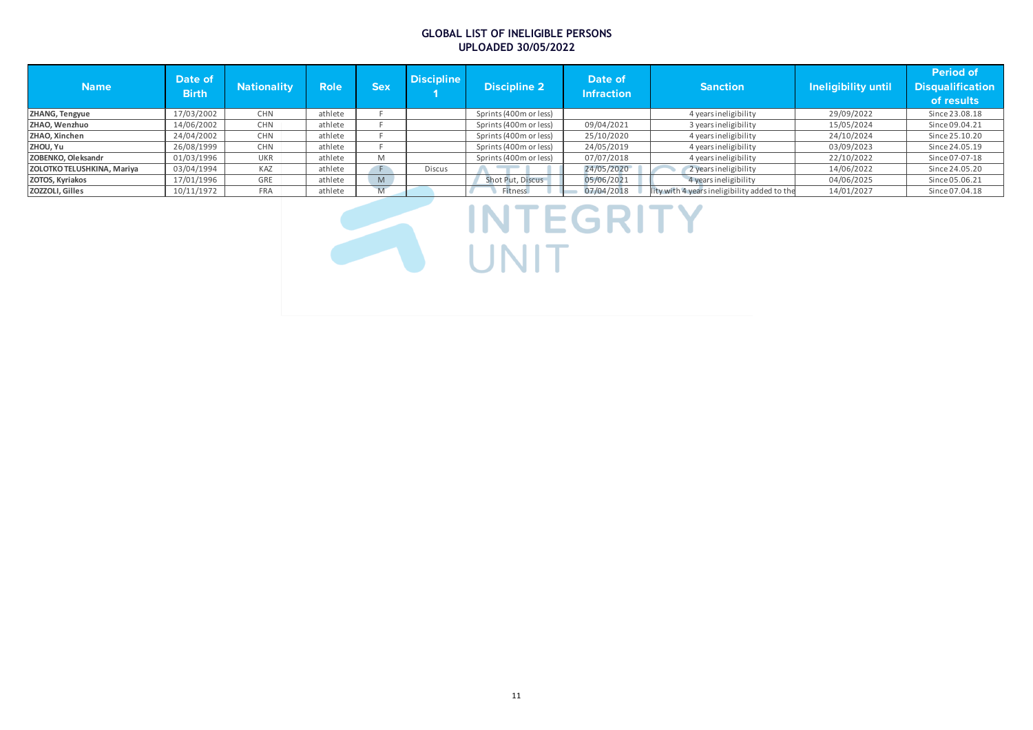**GLOBAL LIST OF INELIGIBLE PERSONS**
**UPLOADED 30/05/2022**

| Name | Date of Birth | Nationality | Role | Sex | Discipline 1 | Discipline 2 | Date of Infraction | Sanction | Ineligibility until | Period of Disqualification of results |
|---|---|---|---|---|---|---|---|---|---|---|
| **ZHANG, Tengyue** | 17/03/2002 | CHN | athlete | F | | Sprints (400m or less) | | 4 years ineligibility | 29/09/2022 | Since 23.08.18 |
| **ZHAO, Wenzhuo** | 14/06/2002 | CHN | athlete | F | | Sprints (400m or less) | 09/04/2021 | 3 years ineligibility | 15/05/2024 | Since 09.04.21 |
| **ZHAO, Xinchen** | 24/04/2002 | CHN | athlete | F | | Sprints (400m or less) | 25/10/2020 | 4 years ineligibility | 24/10/2024 | Since 25.10.20 |
| **ZHOU, Yu** | 26/08/1999 | CHN | athlete | F | | Sprints (400m or less) | 24/05/2019 | 4 years ineligibility | 03/09/2023 | Since 24.05.19 |
| **ZOBENKO, Oleksandr** | 01/03/1996 | UKR | athlete | M | | Sprints (400m or less) | 07/07/2018 | 4 years ineligibility | 22/10/2022 | Since 07-07-18 |
| **ZOLOTKO TELUSHKINA, Mariya** | 03/04/1994 | KAZ | athlete | F | Discus | | 24/05/2020 | 2 years ineligibility | 14/06/2022 | Since 24.05.20 |
| **ZOTOS, Kyriakos** | 17/01/1996 | GRE | athlete | M | | Shot Put, Discus | 05/06/2021 | 4 years ineligibility | 04/06/2025 | Since 05.06.21 |
| **ZOZZOLI, Gilles** | 10/11/1972 | FRA | athlete | M | | Fitness | 07/04/2018 | lity with 4 years ineligibility added to the | 14/01/2027 | Since 07.04.18 |